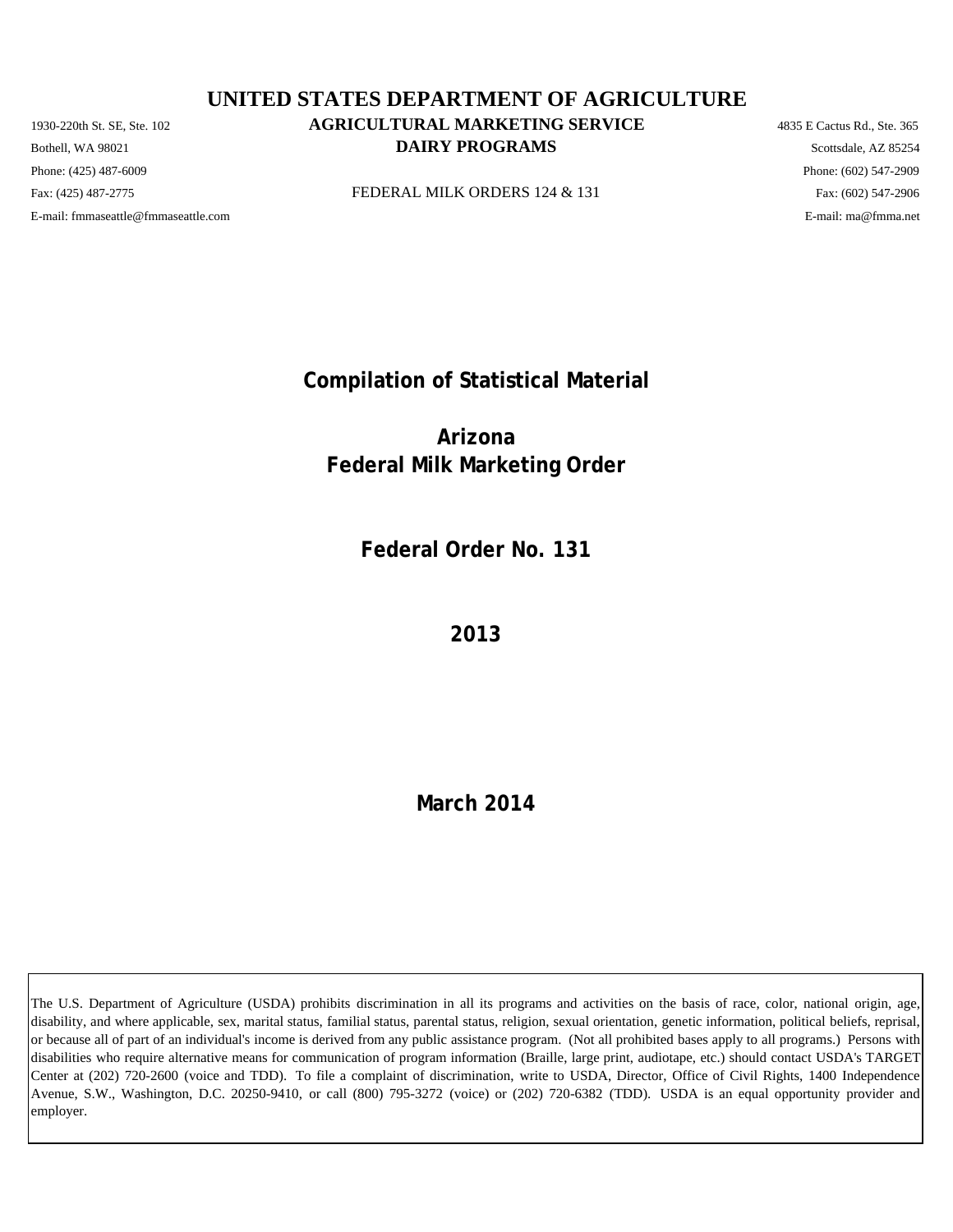# UNITED STATES DEPARTMENT OF AGRICULTURE

## AGRICULTURAL MARKETING SERVICE

## DAIRY PROGRAMS

FEDERAL MILK ORDERS 124 & 131

1930-220th St. SE, Ste. 102
Bothell, WA 98021
Phone: (425) 487-6009
Fax: (425) 487-2775
E-mail: fmmaseattle@fmmaseattle.com

4835 E Cactus Rd., Ste. 365
Scottsdale, AZ 85254
Phone: (602) 547-2909
Fax: (602) 547-2906
E-mail: ma@fmma.net

# Compilation of Statistical Material

# Arizona
# Federal Milk Marketing Order

## Federal Order No. 131

## 2013

**March 2014**

The U.S. Department of Agriculture (USDA) prohibits discrimination in all its programs and activities on the basis of race, color, national origin, age, disability, and where applicable, sex, marital status, familial status, parental status, religion, sexual orientation, genetic information, political beliefs, reprisal, or because all of part of an individual's income is derived from any public assistance program. (Not all prohibited bases apply to all programs.) Persons with disabilities who require alternative means for communication of program information (Braille, large print, audiotape, etc.) should contact USDA's TARGET Center at (202) 720-2600 (voice and TDD). To file a complaint of discrimination, write to USDA, Director, Office of Civil Rights, 1400 Independence Avenue, S.W., Washington, D.C. 20250-9410, or call (800) 795-3272 (voice) or (202) 720-6382 (TDD). USDA is an equal opportunity provider and employer.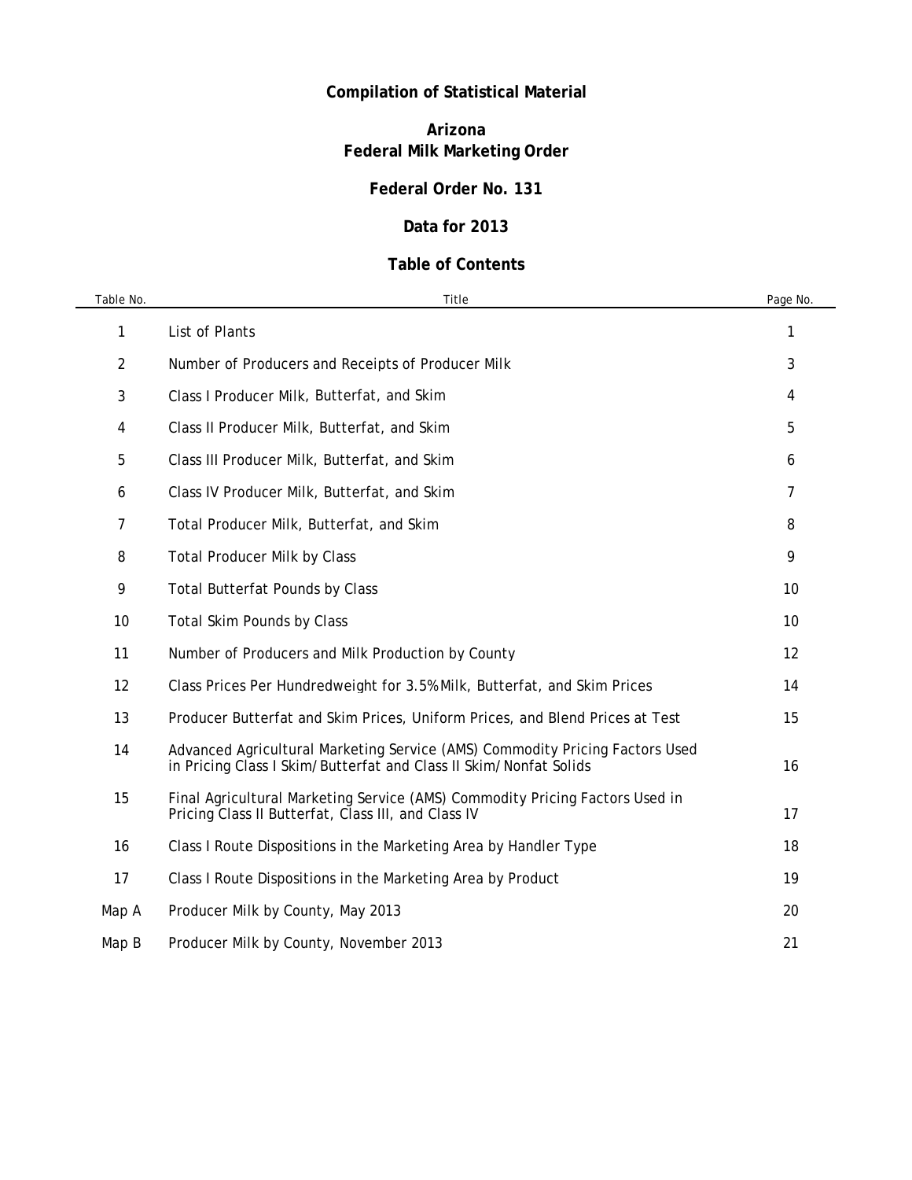# Compilation of Statistical Material

## Arizona
## Federal Milk Marketing Order

## Federal Order No. 131

## Data for 2013

## Table of Contents

| Table No. | Title | Page No. |
|---|---|---|
| 1 | List of Plants | 1 |
| 2 | Number of Producers and Receipts of Producer Milk | 3 |
| 3 | Class I Producer Milk, Butterfat, and Skim | 4 |
| 4 | Class II Producer Milk, Butterfat, and Skim | 5 |
| 5 | Class III Producer Milk, Butterfat, and Skim | 6 |
| 6 | Class IV Producer Milk, Butterfat, and Skim | 7 |
| 7 | Total Producer Milk, Butterfat, and Skim | 8 |
| 8 | Total Producer Milk by Class | 9 |
| 9 | Total Butterfat Pounds by Class | 10 |
| 10 | Total Skim Pounds by Class | 10 |
| 11 | Number of Producers and Milk Production by County | 12 |
| 12 | Class Prices Per Hundredweight for 3.5% Milk, Butterfat, and Skim Prices | 14 |
| 13 | Producer Butterfat and Skim Prices, Uniform Prices, and Blend Prices at Test | 15 |
| 14 | Advanced Agricultural Marketing Service (AMS) Commodity Pricing Factors Used in Pricing Class I Skim/Butterfat and Class II Skim/Nonfat Solids | 16 |
| 15 | Final Agricultural Marketing Service (AMS) Commodity Pricing Factors Used in Pricing Class II Butterfat, Class III, and Class IV | 17 |
| 16 | Class I Route Dispositions in the Marketing Area by Handler Type | 18 |
| 17 | Class I Route Dispositions in the Marketing Area by Product | 19 |
| Map A | Producer Milk by County, May 2013 | 20 |
| Map B | Producer Milk by County, November 2013 | 21 |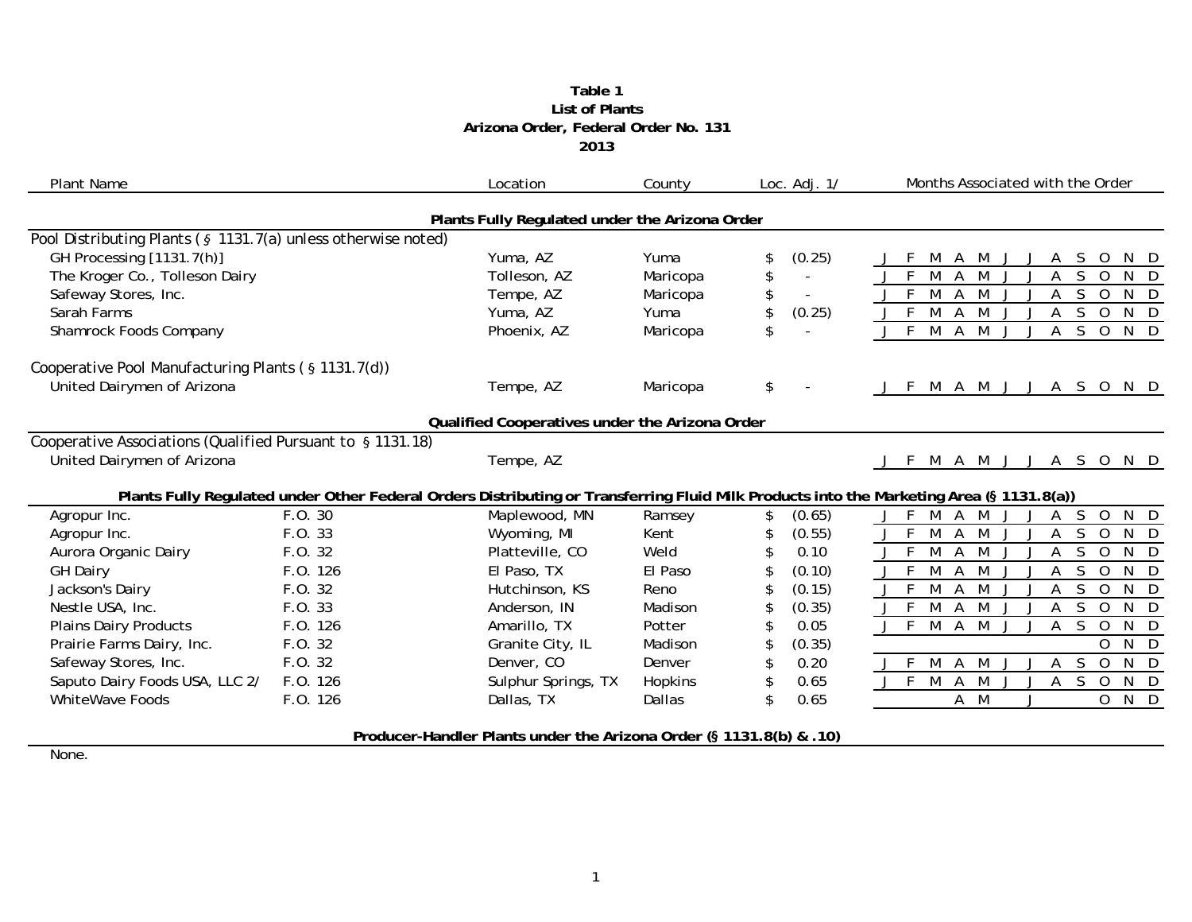**Table 1**
**List of Plants**
**Arizona Order, Federal Order No. 131**
**2013**

| Plant Name | | Location | County | Loc. Adj. 1/ | Months Associated with the Order |
|---|---|---|---|---|---|
| | | **Plants Fully Regulated under the Arizona Order** | | | |
| Pool Distributing Plants (§ 1131.7(a) unless otherwise noted) | | | | | |
| GH Processing [1131.7(h)] | | Yuma, AZ | Yuma | $ (0.25) | J F M A M J J A S O N D |
| The Kroger Co., Tolleson Dairy | | Tolleson, AZ | Maricopa | $ - | J F M A M J J A S O N D |
| Safeway Stores, Inc. | | Tempe, AZ | Maricopa | $ - | J F M A M J J A S O N D |
| Sarah Farms | | Yuma, AZ | Yuma | $ (0.25) | J F M A M J J A S O N D |
| Shamrock Foods Company | | Phoenix, AZ | Maricopa | $ - | J F M A M J J A S O N D |
| Cooperative Pool Manufacturing Plants (§ 1131.7(d)) | | | | | |
| United Dairymen of Arizona | | Tempe, AZ | Maricopa | $ - | J F M A M J J A S O N D |
| | | **Qualified Cooperatives under the Arizona Order** | | | |
| Cooperative Associations (Qualified Pursuant to § 1131.18) | | | | | |
| United Dairymen of Arizona | | Tempe, AZ | | | J F M A M J J A S O N D |
| **Plants Fully Regulated under Other Federal Orders Distributing or Transferring Fluid Milk Products into the Marketing Area (§ 1131.8(a))** | | | | | |
| Agropur Inc. | F.O. 30 | Maplewood, MN | Ramsey | $ (0.65) | J F M A M J J A S O N D |
| Agropur Inc. | F.O. 33 | Wyoming, MI | Kent | $ (0.55) | J F M A M J J A S O N D |
| Aurora Organic Dairy | F.O. 32 | Platteville, CO | Weld | $ 0.10 | J F M A M J J A S O N D |
| GH Dairy | F.O. 126 | El Paso, TX | El Paso | $ (0.10) | J F M A M J J A S O N D |
| Jackson's Dairy | F.O. 32 | Hutchinson, KS | Reno | $ (0.15) | J F M A M J J A S O N D |
| Nestle USA, Inc. | F.O. 33 | Anderson, IN | Madison | $ (0.35) | J F M A M J J A S O N D |
| Plains Dairy Products | F.O. 126 | Amarillo, TX | Potter | $ 0.05 | J F M A M J J A S O N D |
| Prairie Farms Dairy, Inc. | F.O. 32 | Granite City, IL | Madison | $ (0.35) | O N D |
| Safeway Stores, Inc. | F.O. 32 | Denver, CO | Denver | $ 0.20 | J F M A M J J A S O N D |
| Saputo Dairy Foods USA, LLC 2/ | F.O. 126 | Sulphur Springs, TX | Hopkins | $ 0.65 | J F M A M J J A S O N D |
| WhiteWave Foods | F.O. 126 | Dallas, TX | Dallas | $ 0.65 | A M J O N D |
| **Producer-Handler Plants under the Arizona Order (§ 1131.8(b) & .10)** | | | | | |
| None. | | | | | |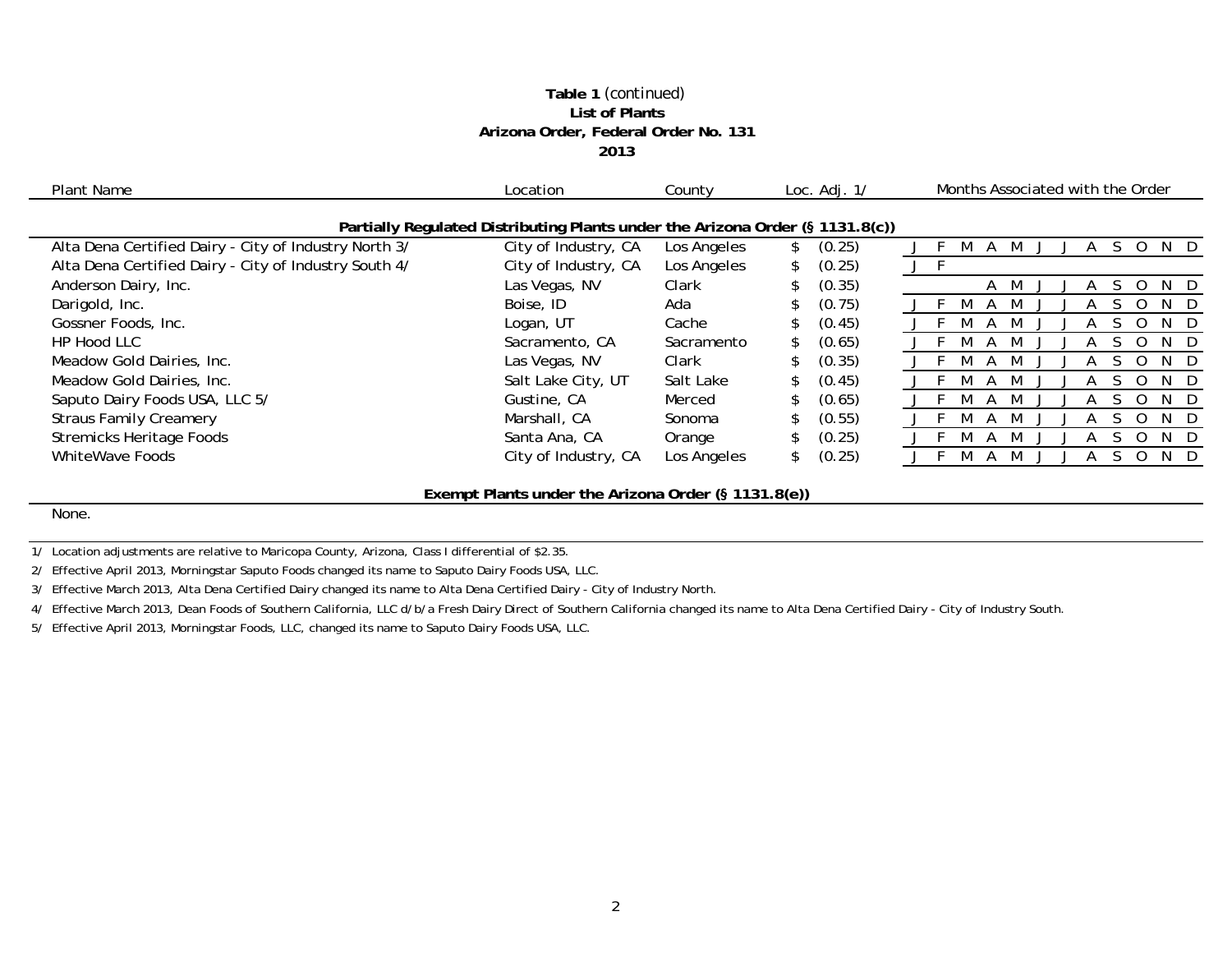**Table 1** *(continued)*
**List of Plants**
**Arizona Order, Federal Order No. 131**
**2013**

| Plant Name | Location | County | Loc. Adj. 1/ | Months Associated with the Order |
|---|---|---|---|---|
| **Partially Regulated Distributing Plants under the Arizona Order (§ 1131.8(c))** | | | | |
| Alta Dena Certified Dairy - City of Industry North 3/ | City of Industry, CA | Los Angeles | $ (0.25) | J F M A M J J A S O N D |
| Alta Dena Certified Dairy - City of Industry South 4/ | City of Industry, CA | Los Angeles | $ (0.25) | J F |
| Anderson Dairy, Inc. | Las Vegas, NV | Clark | $ (0.35) | A M J J A S O N D |
| Darigold, Inc. | Boise, ID | Ada | $ (0.75) | J F M A M J J A S O N D |
| Gossner Foods, Inc. | Logan, UT | Cache | $ (0.45) | J F M A M J J A S O N D |
| HP Hood LLC | Sacramento, CA | Sacramento | $ (0.65) | J F M A M J J A S O N D |
| Meadow Gold Dairies, Inc. | Las Vegas, NV | Clark | $ (0.35) | J F M A M J J A S O N D |
| Meadow Gold Dairies, Inc. | Salt Lake City, UT | Salt Lake | $ (0.45) | J F M A M J J A S O N D |
| Saputo Dairy Foods USA, LLC 5/ | Gustine, CA | Merced | $ (0.65) | J F M A M J J A S O N D |
| Straus Family Creamery | Marshall, CA | Sonoma | $ (0.55) | J F M A M J J A S O N D |
| Stremicks Heritage Foods | Santa Ana, CA | Orange | $ (0.25) | J F M A M J J A S O N D |
| WhiteWave Foods | City of Industry, CA | Los Angeles | $ (0.25) | J F M A M J J A S O N D |
| **Exempt Plants under the Arizona Order (§ 1131.8(e))** | | | | |
| None. | | | | |

1/ Location adjustments are relative to Maricopa County, Arizona, Class I differential of $2.35.

2/ Effective April 2013, Morningstar Saputo Foods changed its name to Saputo Dairy Foods USA, LLC.

3/ Effective March 2013, Alta Dena Certified Dairy changed its name to Alta Dena Certified Dairy - City of Industry North.

4/ Effective March 2013, Dean Foods of Southern California, LLC d/b/a Fresh Dairy Direct of Southern California changed its name to Alta Dena Certified Dairy - City of Industry South.

5/ Effective April 2013, Morningstar Foods, LLC, changed its name to Saputo Dairy Foods USA, LLC.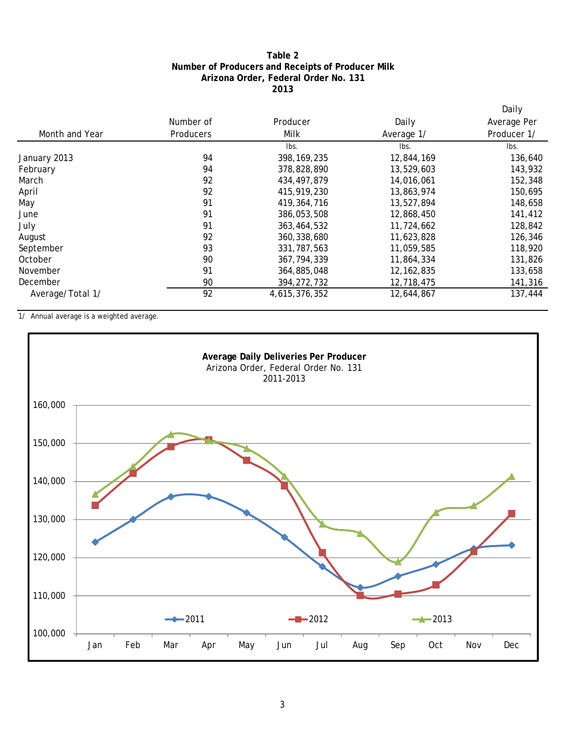# Table 2
## Number of Producers and Receipts of Producer Milk
## Arizona Order, Federal Order No. 131
## 2013

| Month and Year | Number of Producers | Producer Milk | Daily Average 1/ | Daily Average Per Producer 1/ |
|---|---|---|---|---|
| | | lbs. | lbs. | lbs. |
| January 2013 | 94 | 398,169,235 | 12,844,169 | 136,640 |
| February | 94 | 378,828,890 | 13,529,603 | 143,932 |
| March | 92 | 434,497,879 | 14,016,061 | 152,348 |
| April | 92 | 415,919,230 | 13,863,974 | 150,695 |
| May | 91 | 419,364,716 | 13,527,894 | 148,658 |
| June | 91 | 386,053,508 | 12,868,450 | 141,412 |
| July | 91 | 363,464,532 | 11,724,662 | 128,842 |
| August | 92 | 360,338,680 | 11,623,828 | 126,346 |
| September | 93 | 331,787,563 | 11,059,585 | 118,920 |
| October | 90 | 367,794,339 | 11,864,334 | 131,826 |
| November | 91 | 364,885,048 | 12,162,835 | 133,658 |
| December | 90 | 394,272,732 | 12,718,475 | 141,316 |
| Average/Total 1/ | 92 | 4,615,376,352 | 12,644,867 | 137,444 |

1/ Annual average is a weighted average.

**Average Daily Deliveries Per Producer**
Arizona Order, Federal Order No. 131
2011-2013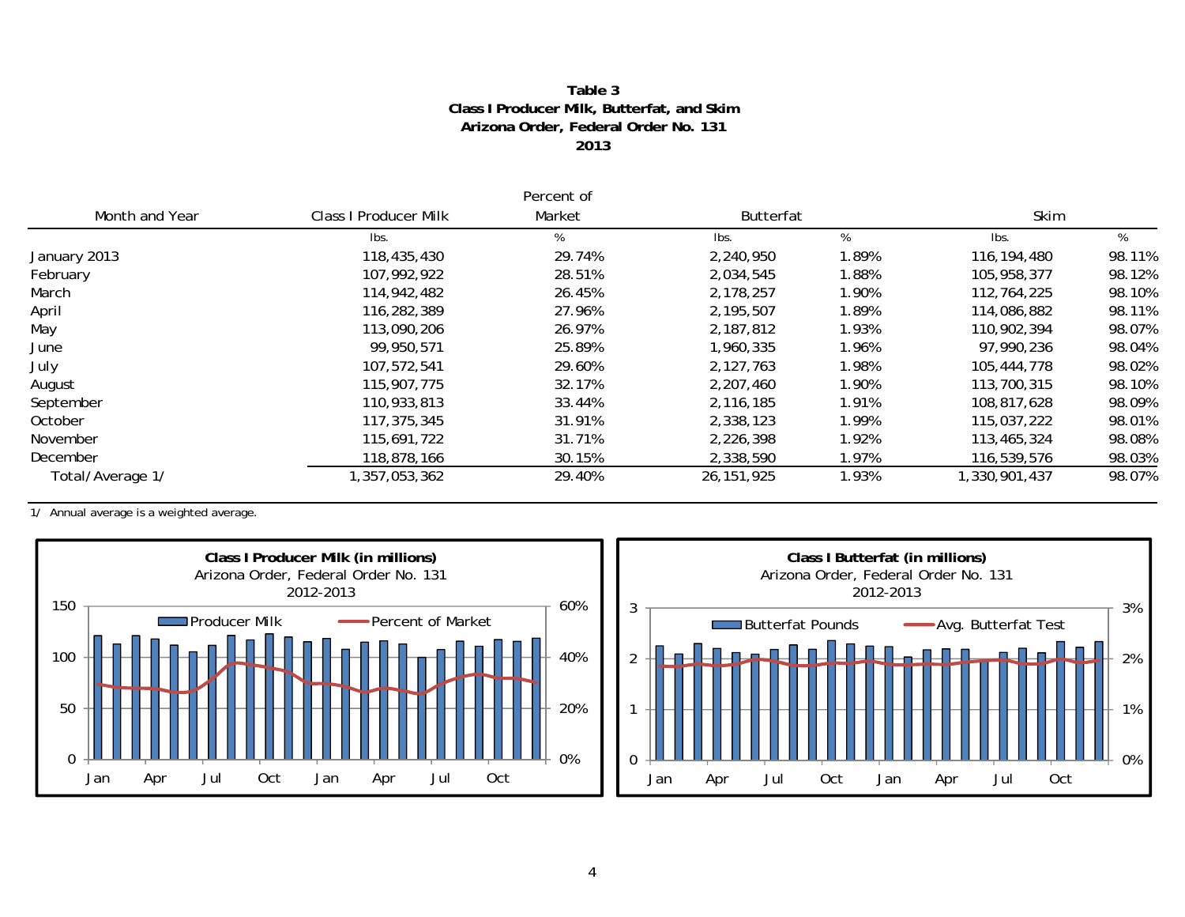**Table 3**
**Class I Producer Milk, Butterfat, and Skim**
**Arizona Order, Federal Order No. 131**
**2013**

| Month and Year | Class I Producer Milk | Percent of Market | Butterfat | | Skim | |
|---|---|---|---|---|---|---|
| | lbs. | % | lbs. | % | lbs. | % |
| January 2013 | 118,435,430 | 29.74% | 2,240,950 | 1.89% | 116,194,480 | 98.11% |
| February | 107,992,922 | 28.51% | 2,034,545 | 1.88% | 105,958,377 | 98.12% |
| March | 114,942,482 | 26.45% | 2,178,257 | 1.90% | 112,764,225 | 98.10% |
| April | 116,282,389 | 27.96% | 2,195,507 | 1.89% | 114,086,882 | 98.11% |
| May | 113,090,206 | 26.97% | 2,187,812 | 1.93% | 110,902,394 | 98.07% |
| June | 99,950,571 | 25.89% | 1,960,335 | 1.96% | 97,990,236 | 98.04% |
| July | 107,572,541 | 29.60% | 2,127,763 | 1.98% | 105,444,778 | 98.02% |
| August | 115,907,775 | 32.17% | 2,207,460 | 1.90% | 113,700,315 | 98.10% |
| September | 110,933,813 | 33.44% | 2,116,185 | 1.91% | 108,817,628 | 98.09% |
| October | 117,375,345 | 31.91% | 2,338,123 | 1.99% | 115,037,222 | 98.01% |
| November | 115,691,722 | 31.71% | 2,226,398 | 1.92% | 113,465,324 | 98.08% |
| December | 118,878,166 | 30.15% | 2,338,590 | 1.97% | 116,539,576 | 98.03% |
| Total/Average 1/ | 1,357,053,362 | 29.40% | 26,151,925 | 1.93% | 1,330,901,437 | 98.07% |

1/ Annual average is a weighted average.

**Class I Producer Milk (in millions)**
Arizona Order, Federal Order No. 131
2012-2013

**Class I Butterfat (in millions)**
Arizona Order, Federal Order No. 131
2012-2013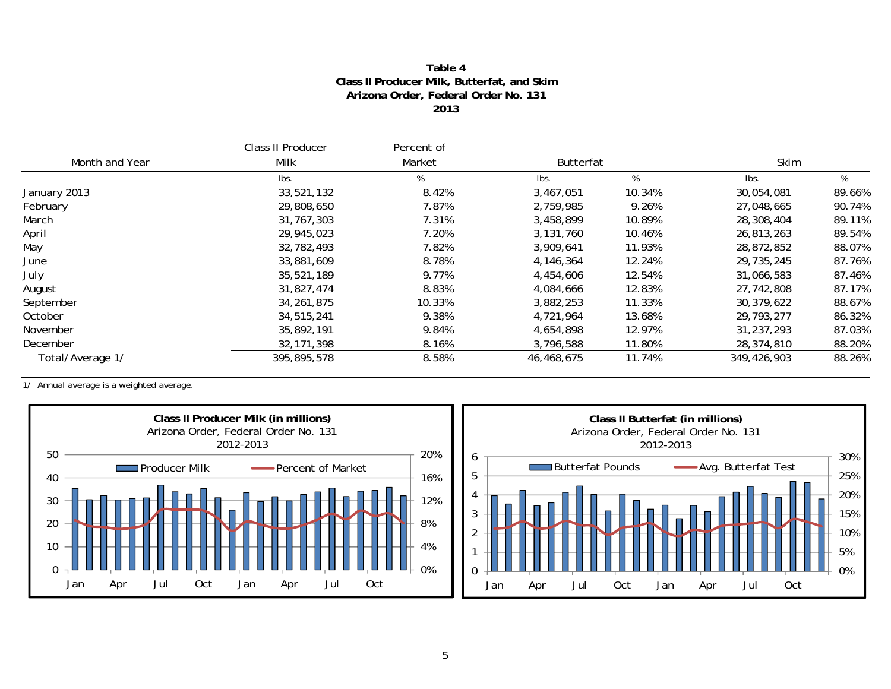**Table 4**
**Class II Producer Milk, Butterfat, and Skim**
**Arizona Order, Federal Order No. 131**
**2013**

| Month and Year | Class II Producer Milk | Percent of Market | Butterfat | | Skim | |
|---|---|---|---|---|---|---|
| | lbs. | % | lbs. | % | lbs. | % |
| January 2013 | 33,521,132 | 8.42% | 3,467,051 | 10.34% | 30,054,081 | 89.66% |
| February | 29,808,650 | 7.87% | 2,759,985 | 9.26% | 27,048,665 | 90.74% |
| March | 31,767,303 | 7.31% | 3,458,899 | 10.89% | 28,308,404 | 89.11% |
| April | 29,945,023 | 7.20% | 3,131,760 | 10.46% | 26,813,263 | 89.54% |
| May | 32,782,493 | 7.82% | 3,909,641 | 11.93% | 28,872,852 | 88.07% |
| June | 33,881,609 | 8.78% | 4,146,364 | 12.24% | 29,735,245 | 87.76% |
| July | 35,521,189 | 9.77% | 4,454,606 | 12.54% | 31,066,583 | 87.46% |
| August | 31,827,474 | 8.83% | 4,084,666 | 12.83% | 27,742,808 | 87.17% |
| September | 34,261,875 | 10.33% | 3,882,253 | 11.33% | 30,379,622 | 88.67% |
| October | 34,515,241 | 9.38% | 4,721,964 | 13.68% | 29,793,277 | 86.32% |
| November | 35,892,191 | 9.84% | 4,654,898 | 12.97% | 31,237,293 | 87.03% |
| December | 32,171,398 | 8.16% | 3,796,588 | 11.80% | 28,374,810 | 88.20% |
| Total/Average 1/ | 395,895,578 | 8.58% | 46,468,675 | 11.74% | 349,426,903 | 88.26% |

1/ Annual average is a weighted average.

**Class II Producer Milk (in millions)**
Arizona Order, Federal Order No. 131
2012-2013

**Class II Butterfat (in millions)**
Arizona Order, Federal Order No. 131
2012-2013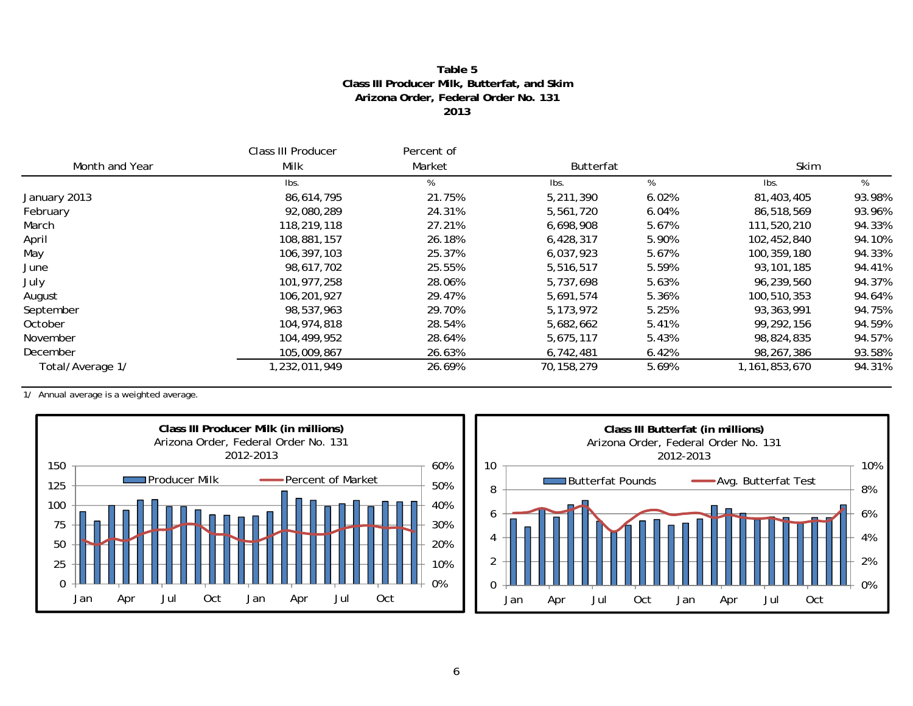**Table 5**
**Class III Producer Milk, Butterfat, and Skim**
**Arizona Order, Federal Order No. 131**
**2013**

| Month and Year | Class III Producer Milk | Percent of Market | Butterfat | | Skim | |
|---|---|---|---|---|---|---|
| | lbs. | % | lbs. | % | lbs. | % |
| January 2013 | 86,614,795 | 21.75% | 5,211,390 | 6.02% | 81,403,405 | 93.98% |
| February | 92,080,289 | 24.31% | 5,561,720 | 6.04% | 86,518,569 | 93.96% |
| March | 118,219,118 | 27.21% | 6,698,908 | 5.67% | 111,520,210 | 94.33% |
| April | 108,881,157 | 26.18% | 6,428,317 | 5.90% | 102,452,840 | 94.10% |
| May | 106,397,103 | 25.37% | 6,037,923 | 5.67% | 100,359,180 | 94.33% |
| June | 98,617,702 | 25.55% | 5,516,517 | 5.59% | 93,101,185 | 94.41% |
| July | 101,977,258 | 28.06% | 5,737,698 | 5.63% | 96,239,560 | 94.37% |
| August | 106,201,927 | 29.47% | 5,691,574 | 5.36% | 100,510,353 | 94.64% |
| September | 98,537,963 | 29.70% | 5,173,972 | 5.25% | 93,363,991 | 94.75% |
| October | 104,974,818 | 28.54% | 5,682,662 | 5.41% | 99,292,156 | 94.59% |
| November | 104,499,952 | 28.64% | 5,675,117 | 5.43% | 98,824,835 | 94.57% |
| December | 105,009,867 | 26.63% | 6,742,481 | 6.42% | 98,267,386 | 93.58% |
| Total/Average 1/ | 1,232,011,949 | 26.69% | 70,158,279 | 5.69% | 1,161,853,670 | 94.31% |

1/ Annual average is a weighted average.

**Class III Producer Milk (in millions)**
Arizona Order, Federal Order No. 131
2012-2013

**Class III Butterfat (in millions)**
Arizona Order, Federal Order No. 131
2012-2013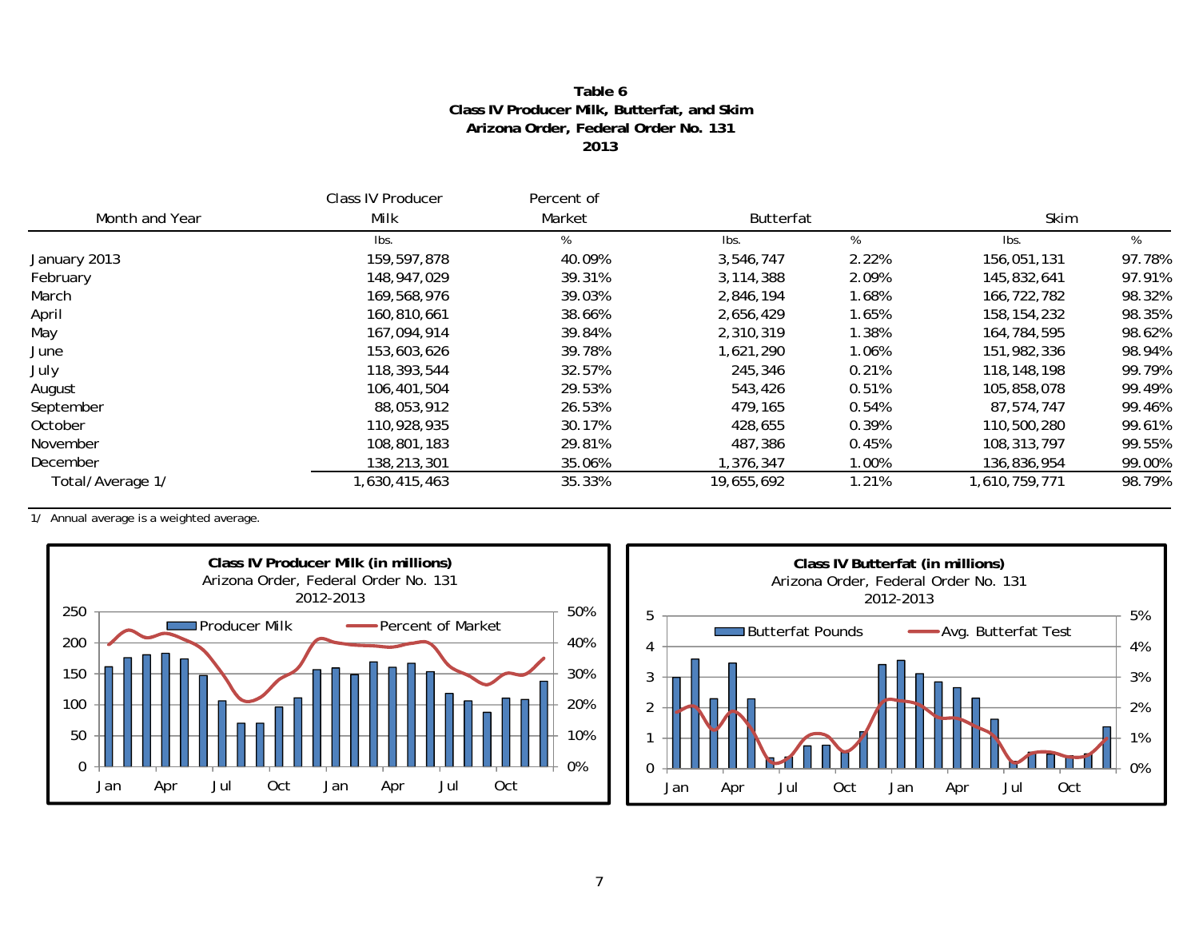# Table 6
## Class IV Producer Milk, Butterfat, and Skim
## Arizona Order, Federal Order No. 131
## 2013

| Month and Year | Class IV Producer Milk | Percent of Market | Butterfat | | Skim | |
|---|---|---|---|---|---|---|
| | lbs. | % | lbs. | % | lbs. | % |
| January 2013 | 159,597,878 | 40.09% | 3,546,747 | 2.22% | 156,051,131 | 97.78% |
| February | 148,947,029 | 39.31% | 3,114,388 | 2.09% | 145,832,641 | 97.91% |
| March | 169,568,976 | 39.03% | 2,846,194 | 1.68% | 166,722,782 | 98.32% |
| April | 160,810,661 | 38.66% | 2,656,429 | 1.65% | 158,154,232 | 98.35% |
| May | 167,094,914 | 39.84% | 2,310,319 | 1.38% | 164,784,595 | 98.62% |
| June | 153,603,626 | 39.78% | 1,621,290 | 1.06% | 151,982,336 | 98.94% |
| July | 118,393,544 | 32.57% | 245,346 | 0.21% | 118,148,198 | 99.79% |
| August | 106,401,504 | 29.53% | 543,426 | 0.51% | 105,858,078 | 99.49% |
| September | 88,053,912 | 26.53% | 479,165 | 0.54% | 87,574,747 | 99.46% |
| October | 110,928,935 | 30.17% | 428,655 | 0.39% | 110,500,280 | 99.61% |
| November | 108,801,183 | 29.81% | 487,386 | 0.45% | 108,313,797 | 99.55% |
| December | 138,213,301 | 35.06% | 1,376,347 | 1.00% | 136,836,954 | 99.00% |
| Total/Average 1/ | 1,630,415,463 | 35.33% | 19,655,692 | 1.21% | 1,610,759,771 | 98.79% |

1/ Annual average is a weighted average.

**Class IV Producer Milk (in millions)**
Arizona Order, Federal Order No. 131
2012-2013

**Class IV Butterfat (in millions)**
Arizona Order, Federal Order No. 131
2012-2013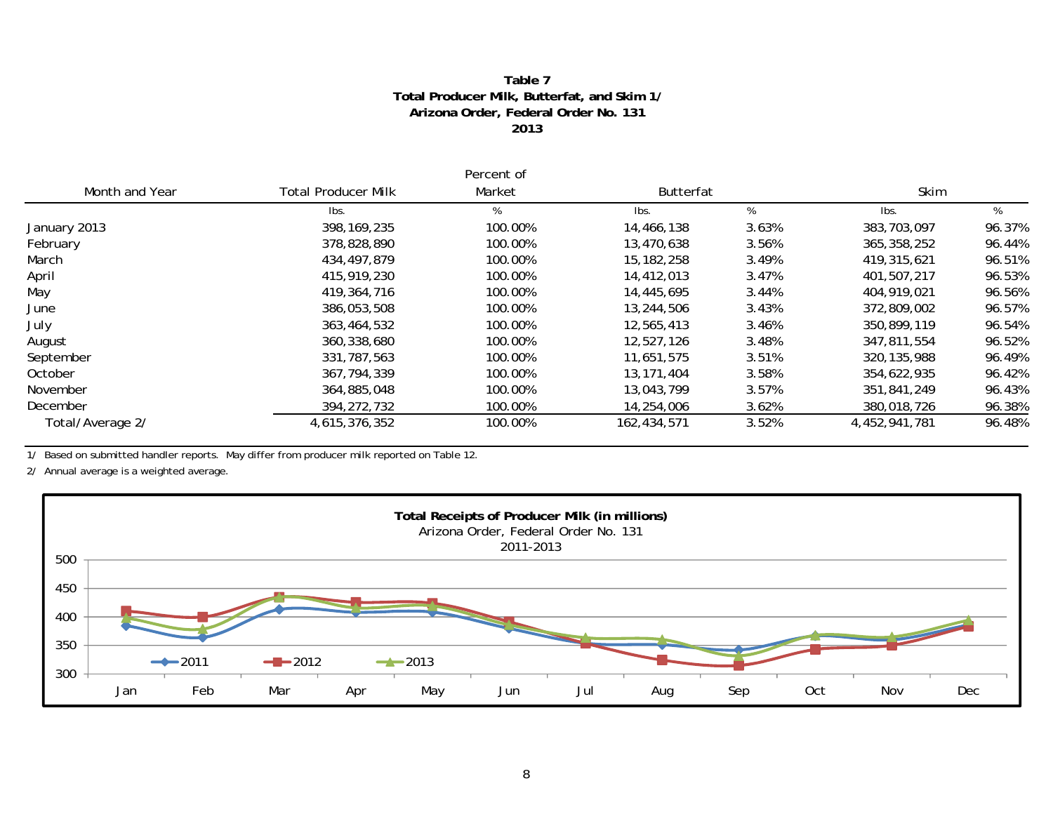# Table 7
## Total Producer Milk, Butterfat, and Skim 1/
## Arizona Order, Federal Order No. 131
## 2013

| Month and Year | Total Producer Milk | Percent of Market | Butterfat | | Skim | |
|---|---|---|---|---|---|---|
| | lbs. | % | lbs. | % | lbs. | % |
| January 2013 | 398,169,235 | 100.00% | 14,466,138 | 3.63% | 383,703,097 | 96.37% |
| February | 378,828,890 | 100.00% | 13,470,638 | 3.56% | 365,358,252 | 96.44% |
| March | 434,497,879 | 100.00% | 15,182,258 | 3.49% | 419,315,621 | 96.51% |
| April | 415,919,230 | 100.00% | 14,412,013 | 3.47% | 401,507,217 | 96.53% |
| May | 419,364,716 | 100.00% | 14,445,695 | 3.44% | 404,919,021 | 96.56% |
| June | 386,053,508 | 100.00% | 13,244,506 | 3.43% | 372,809,002 | 96.57% |
| July | 363,464,532 | 100.00% | 12,565,413 | 3.46% | 350,899,119 | 96.54% |
| August | 360,338,680 | 100.00% | 12,527,126 | 3.48% | 347,811,554 | 96.52% |
| September | 331,787,563 | 100.00% | 11,651,575 | 3.51% | 320,135,988 | 96.49% |
| October | 367,794,339 | 100.00% | 13,171,404 | 3.58% | 354,622,935 | 96.42% |
| November | 364,885,048 | 100.00% | 13,043,799 | 3.57% | 351,841,249 | 96.43% |
| December | 394,272,732 | 100.00% | 14,254,006 | 3.62% | 380,018,726 | 96.38% |
| Total/Average 2/ | 4,615,376,352 | 100.00% | 162,434,571 | 3.52% | 4,452,941,781 | 96.48% |

1/ Based on submitted handler reports. May differ from producer milk reported on Table 12.

2/ Annual average is a weighted average.

**Total Receipts of Producer Milk (in millions)**
Arizona Order, Federal Order No. 131
2011-2013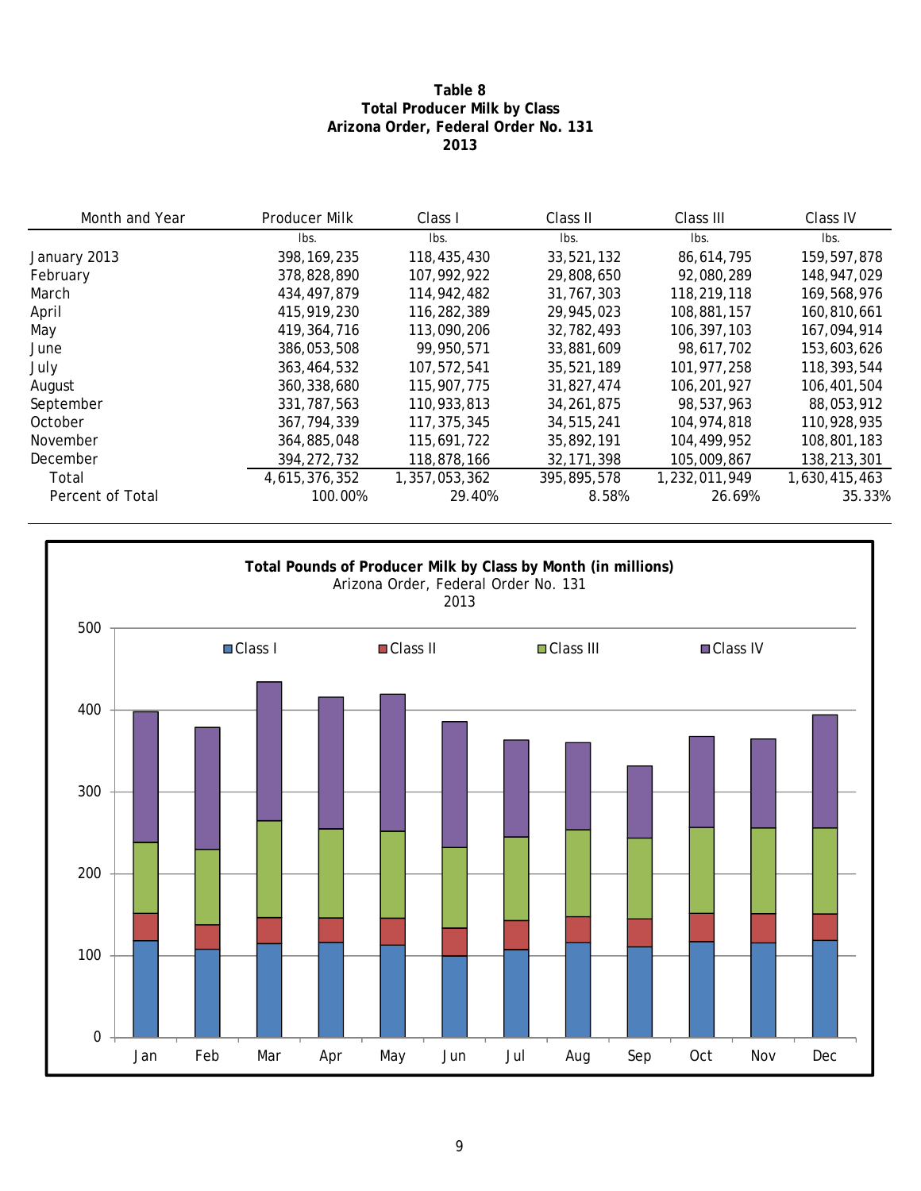# Table 8
## Total Producer Milk by Class
## Arizona Order, Federal Order No. 131
## 2013

| Month and Year | Producer Milk | Class I | Class II | Class III | Class IV |
|---|---|---|---|---|---|
| | lbs. | lbs. | lbs. | lbs. | lbs. |
| January 2013 | 398,169,235 | 118,435,430 | 33,521,132 | 86,614,795 | 159,597,878 |
| February | 378,828,890 | 107,992,922 | 29,808,650 | 92,080,289 | 148,947,029 |
| March | 434,497,879 | 114,942,482 | 31,767,303 | 118,219,118 | 169,568,976 |
| April | 415,919,230 | 116,282,389 | 29,945,023 | 108,881,157 | 160,810,661 |
| May | 419,364,716 | 113,090,206 | 32,782,493 | 106,397,103 | 167,094,914 |
| June | 386,053,508 | 99,950,571 | 33,881,609 | 98,617,702 | 153,603,626 |
| July | 363,464,532 | 107,572,541 | 35,521,189 | 101,977,258 | 118,393,544 |
| August | 360,338,680 | 115,907,775 | 31,827,474 | 106,201,927 | 106,401,504 |
| September | 331,787,563 | 110,933,813 | 34,261,875 | 98,537,963 | 88,053,912 |
| October | 367,794,339 | 117,375,345 | 34,515,241 | 104,974,818 | 110,928,935 |
| November | 364,885,048 | 115,691,722 | 35,892,191 | 104,499,952 | 108,801,183 |
| December | 394,272,732 | 118,878,166 | 32,171,398 | 105,009,867 | 138,213,301 |
| Total | 4,615,376,352 | 1,357,053,362 | 395,895,578 | 1,232,011,949 | 1,630,415,463 |
| Percent of Total | 100.00% | 29.40% | 8.58% | 26.69% | 35.33% |

**Total Pounds of Producer Milk by Class by Month (in millions)**
Arizona Order, Federal Order No. 131
2013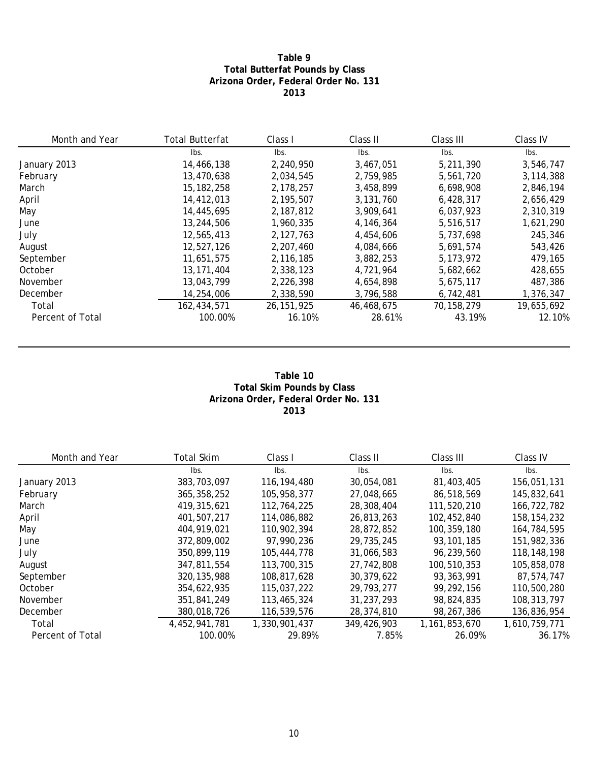**Table 9**
**Total Butterfat Pounds by Class**
**Arizona Order, Federal Order No. 131**
**2013**

| Month and Year | Total Butterfat | Class I | Class II | Class III | Class IV |
|---|---|---|---|---|---|
| | lbs. | lbs. | lbs. | lbs. | lbs. |
| January 2013 | 14,466,138 | 2,240,950 | 3,467,051 | 5,211,390 | 3,546,747 |
| February | 13,470,638 | 2,034,545 | 2,759,985 | 5,561,720 | 3,114,388 |
| March | 15,182,258 | 2,178,257 | 3,458,899 | 6,698,908 | 2,846,194 |
| April | 14,412,013 | 2,195,507 | 3,131,760 | 6,428,317 | 2,656,429 |
| May | 14,445,695 | 2,187,812 | 3,909,641 | 6,037,923 | 2,310,319 |
| June | 13,244,506 | 1,960,335 | 4,146,364 | 5,516,517 | 1,621,290 |
| July | 12,565,413 | 2,127,763 | 4,454,606 | 5,737,698 | 245,346 |
| August | 12,527,126 | 2,207,460 | 4,084,666 | 5,691,574 | 543,426 |
| September | 11,651,575 | 2,116,185 | 3,882,253 | 5,173,972 | 479,165 |
| October | 13,171,404 | 2,338,123 | 4,721,964 | 5,682,662 | 428,655 |
| November | 13,043,799 | 2,226,398 | 4,654,898 | 5,675,117 | 487,386 |
| December | 14,254,006 | 2,338,590 | 3,796,588 | 6,742,481 | 1,376,347 |
| Total | 162,434,571 | 26,151,925 | 46,468,675 | 70,158,279 | 19,655,692 |
| Percent of Total | 100.00% | 16.10% | 28.61% | 43.19% | 12.10% |

**Table 10**
**Total Skim Pounds by Class**
**Arizona Order, Federal Order No. 131**
**2013**

| Month and Year | Total Skim | Class I | Class II | Class III | Class IV |
|---|---|---|---|---|---|
| | lbs. | lbs. | lbs. | lbs. | lbs. |
| January 2013 | 383,703,097 | 116,194,480 | 30,054,081 | 81,403,405 | 156,051,131 |
| February | 365,358,252 | 105,958,377 | 27,048,665 | 86,518,569 | 145,832,641 |
| March | 419,315,621 | 112,764,225 | 28,308,404 | 111,520,210 | 166,722,782 |
| April | 401,507,217 | 114,086,882 | 26,813,263 | 102,452,840 | 158,154,232 |
| May | 404,919,021 | 110,902,394 | 28,872,852 | 100,359,180 | 164,784,595 |
| June | 372,809,002 | 97,990,236 | 29,735,245 | 93,101,185 | 151,982,336 |
| July | 350,899,119 | 105,444,778 | 31,066,583 | 96,239,560 | 118,148,198 |
| August | 347,811,554 | 113,700,315 | 27,742,808 | 100,510,353 | 105,858,078 |
| September | 320,135,988 | 108,817,628 | 30,379,622 | 93,363,991 | 87,574,747 |
| October | 354,622,935 | 115,037,222 | 29,793,277 | 99,292,156 | 110,500,280 |
| November | 351,841,249 | 113,465,324 | 31,237,293 | 98,824,835 | 108,313,797 |
| December | 380,018,726 | 116,539,576 | 28,374,810 | 98,267,386 | 136,836,954 |
| Total | 4,452,941,781 | 1,330,901,437 | 349,426,903 | 1,161,853,670 | 1,610,759,771 |
| Percent of Total | 100.00% | 29.89% | 7.85% | 26.09% | 36.17% |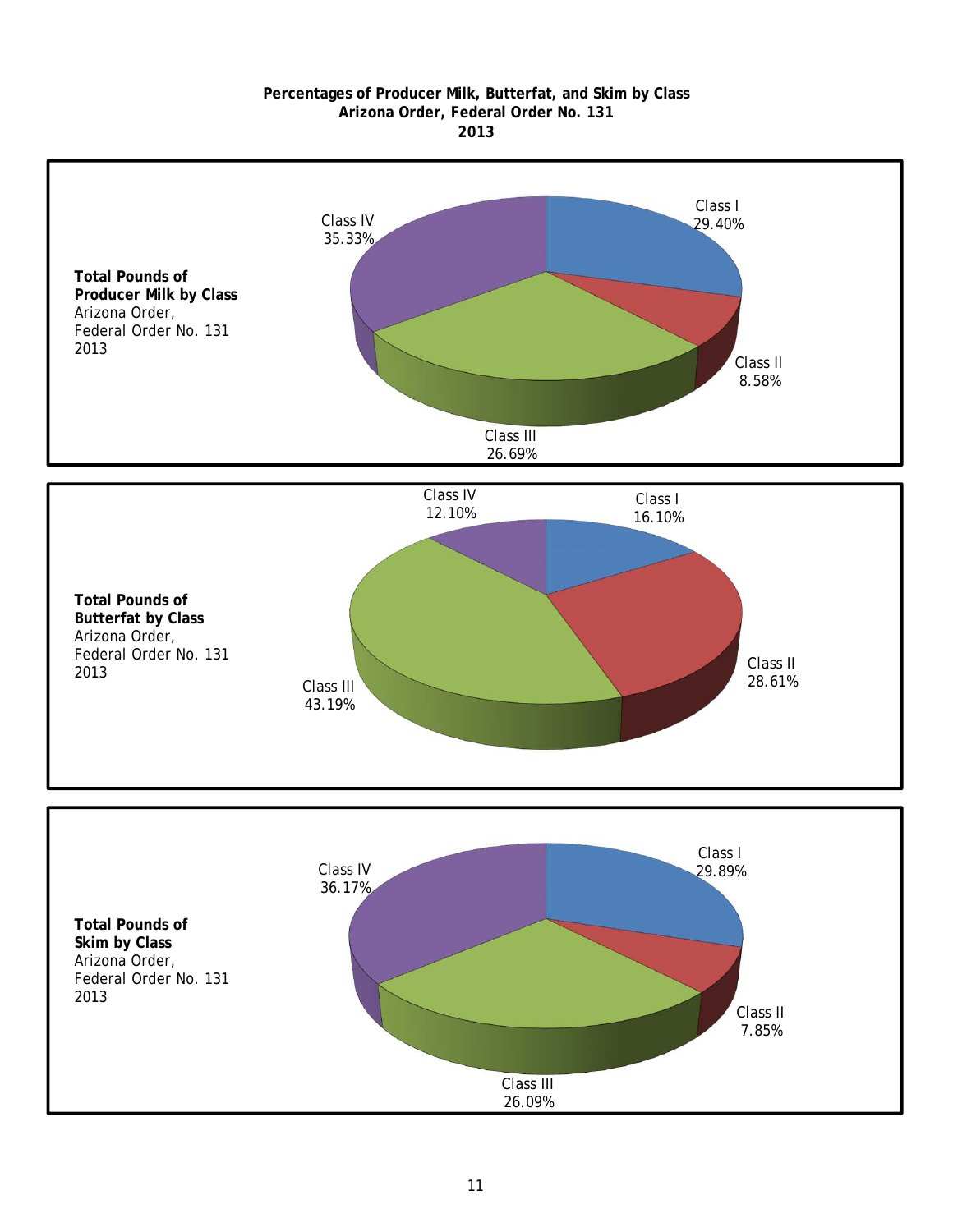**Percentages of Producer Milk, Butterfat, and Skim by Class**
**Arizona Order, Federal Order No. 131**
**2013**

**Total Pounds of Producer Milk by Class**
Arizona Order,
Federal Order No. 131
2013

| Class | Percentage |
| --- | --- |
| Class I | 29.40% |
| Class II | 8.58% |
| Class III | 26.69% |
| Class IV | 35.33% |

**Total Pounds of Butterfat by Class**
Arizona Order,
Federal Order No. 131
2013

| Class | Percentage |
| --- | --- |
| Class I | 16.10% |
| Class II | 28.61% |
| Class III | 43.19% |
| Class IV | 12.10% |

**Total Pounds of Skim by Class**
Arizona Order,
Federal Order No. 131
2013

| Class | Percentage |
| --- | --- |
| Class I | 29.89% |
| Class II | 7.85% |
| Class III | 26.09% |
| Class IV | 36.17% |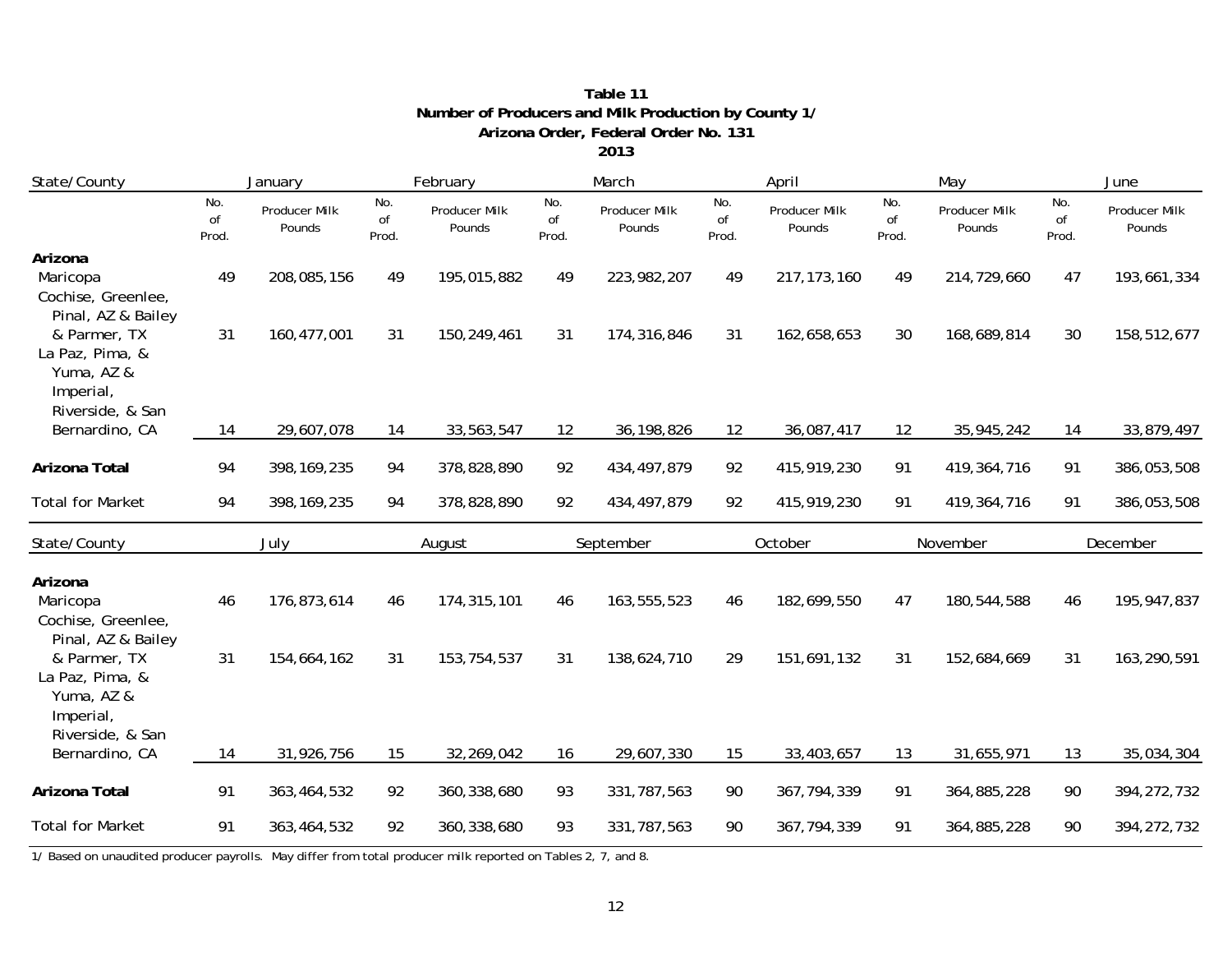**Table 11**
**Number of Producers and Milk Production by County 1/**
**Arizona Order, Federal Order No. 131**
**2013**

| State/County | January | | February | | March | | April | | May | | June | |
|---|---|---|---|---|---|---|---|---|---|---|---|---|
| | No. of Prod. | Producer Milk Pounds | No. of Prod. | Producer Milk Pounds | No. of Prod. | Producer Milk Pounds | No. of Prod. | Producer Milk Pounds | No. of Prod. | Producer Milk Pounds | No. of Prod. | Producer Milk Pounds |
| **Arizona** | | | | | | | | | | | | |
| Maricopa | 49 | 208,085,156 | 49 | 195,015,882 | 49 | 223,982,207 | 49 | 217,173,160 | 49 | 214,729,660 | 47 | 193,661,334 |
| Cochise, Greenlee, Pinal, AZ & Bailey & Parmer, TX | 31 | 160,477,001 | 31 | 150,249,461 | 31 | 174,316,846 | 31 | 162,658,653 | 30 | 168,689,814 | 30 | 158,512,677 |
| La Paz, Pima, & Yuma, AZ & Imperial, Riverside, & San Bernardino, CA | 14 | 29,607,078 | 14 | 33,563,547 | 12 | 36,198,826 | 12 | 36,087,417 | 12 | 35,945,242 | 14 | 33,879,497 |
| **Arizona Total** | 94 | 398,169,235 | 94 | 378,828,890 | 92 | 434,497,879 | 92 | 415,919,230 | 91 | 419,364,716 | 91 | 386,053,508 |
| Total for Market | 94 | 398,169,235 | 94 | 378,828,890 | 92 | 434,497,879 | 92 | 415,919,230 | 91 | 419,364,716 | 91 | 386,053,508 |

| State/County | July | | August | | September | | October | | November | | December | |
|---|---|---|---|---|---|---|---|---|---|---|---|---|
| **Arizona** | | | | | | | | | | | | |
| Maricopa | 46 | 176,873,614 | 46 | 174,315,101 | 46 | 163,555,523 | 46 | 182,699,550 | 47 | 180,544,588 | 46 | 195,947,837 |
| Cochise, Greenlee, Pinal, AZ & Bailey & Parmer, TX | 31 | 154,664,162 | 31 | 153,754,537 | 31 | 138,624,710 | 29 | 151,691,132 | 31 | 152,684,669 | 31 | 163,290,591 |
| La Paz, Pima, & Yuma, AZ & Imperial, Riverside, & San Bernardino, CA | 14 | 31,926,756 | 15 | 32,269,042 | 16 | 29,607,330 | 15 | 33,403,657 | 13 | 31,655,971 | 13 | 35,034,304 |
| **Arizona Total** | 91 | 363,464,532 | 92 | 360,338,680 | 93 | 331,787,563 | 90 | 367,794,339 | 91 | 364,885,228 | 90 | 394,272,732 |
| Total for Market | 91 | 363,464,532 | 92 | 360,338,680 | 93 | 331,787,563 | 90 | 367,794,339 | 91 | 364,885,228 | 90 | 394,272,732 |

1/ Based on unaudited producer payrolls. May differ from total producer milk reported on Tables 2, 7, and 8.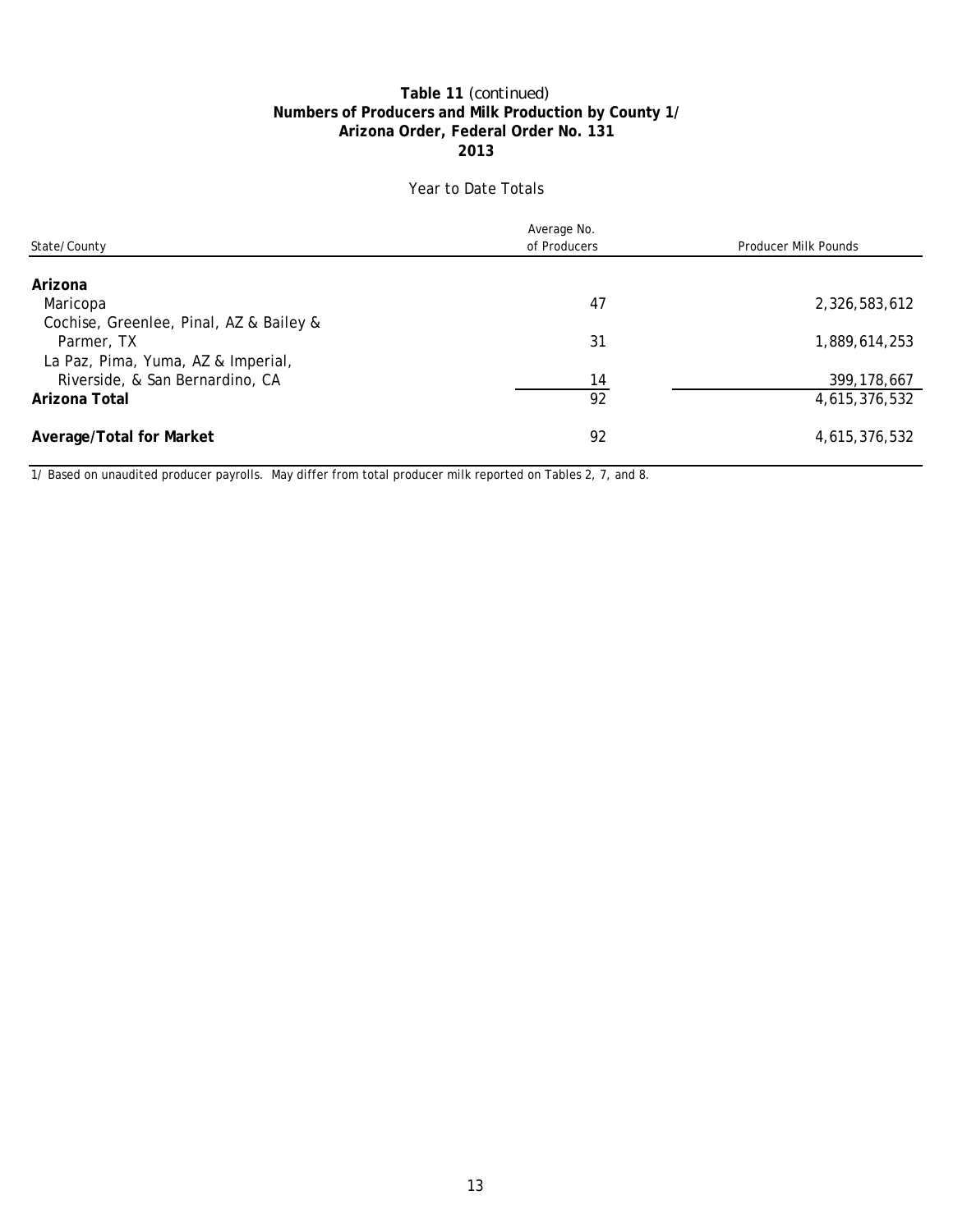**Table 11** *(continued)*
**Numbers of Producers and Milk Production by County 1/**
**Arizona Order, Federal Order No. 131**
**2013**

Year to Date Totals

| State/County | Average No. of Producers | Producer Milk Pounds |
|---|---|---|
| **Arizona** | | |
| Maricopa | 47 | 2,326,583,612 |
| Cochise, Greenlee, Pinal, AZ & Bailey & Parmer, TX | 31 | 1,889,614,253 |
| La Paz, Pima, Yuma, AZ & Imperial, Riverside, & San Bernardino, CA | 14 | 399,178,667 |
| **Arizona Total** | 92 | 4,615,376,532 |
| **Average/Total for Market** | 92 | 4,615,376,532 |

1/ Based on unaudited producer payrolls. May differ from total producer milk reported on Tables 2, 7, and 8.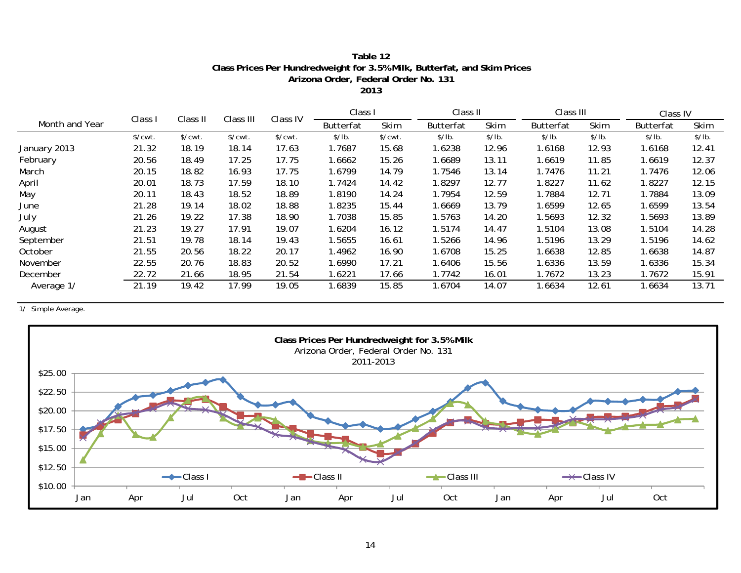**Table 12**
**Class Prices Per Hundredweight for 3.5% Milk, Butterfat, and Skim Prices**
**Arizona Order, Federal Order No. 131**
**2013**

| Month and Year | Class I | Class II | Class III | Class IV | Class I | | Class II | | Class III | | Class IV | |
|---|---|---|---|---|---|---|---|---|---|---|---|---|
| | | | | | Butterfat | Skim | Butterfat | Skim | Butterfat | Skim | Butterfat | Skim |
| | $/cwt. | $/cwt. | $/cwt. | $/cwt. | $/lb. | $/cwt. | $/lb. | $/lb. | $/lb. | $/lb. | $/lb. | $/lb. |
| January 2013 | 21.32 | 18.19 | 18.14 | 17.63 | 1.7687 | 15.68 | 1.6238 | 12.96 | 1.6168 | 12.93 | 1.6168 | 12.41 |
| February | 20.56 | 18.49 | 17.25 | 17.75 | 1.6662 | 15.26 | 1.6689 | 13.11 | 1.6619 | 11.85 | 1.6619 | 12.37 |
| March | 20.15 | 18.82 | 16.93 | 17.75 | 1.6799 | 14.79 | 1.7546 | 13.14 | 1.7476 | 11.21 | 1.7476 | 12.06 |
| April | 20.01 | 18.73 | 17.59 | 18.10 | 1.7424 | 14.42 | 1.8297 | 12.77 | 1.8227 | 11.62 | 1.8227 | 12.15 |
| May | 20.11 | 18.43 | 18.52 | 18.89 | 1.8190 | 14.24 | 1.7954 | 12.59 | 1.7884 | 12.71 | 1.7884 | 13.09 |
| June | 21.28 | 19.14 | 18.02 | 18.88 | 1.8235 | 15.44 | 1.6669 | 13.79 | 1.6599 | 12.65 | 1.6599 | 13.54 |
| July | 21.26 | 19.22 | 17.38 | 18.90 | 1.7038 | 15.85 | 1.5763 | 14.20 | 1.5693 | 12.32 | 1.5693 | 13.89 |
| August | 21.23 | 19.27 | 17.91 | 19.07 | 1.6204 | 16.12 | 1.5174 | 14.47 | 1.5104 | 13.08 | 1.5104 | 14.28 |
| September | 21.51 | 19.78 | 18.14 | 19.43 | 1.5655 | 16.61 | 1.5266 | 14.96 | 1.5196 | 13.29 | 1.5196 | 14.62 |
| October | 21.55 | 20.56 | 18.22 | 20.17 | 1.4962 | 16.90 | 1.6708 | 15.25 | 1.6638 | 12.85 | 1.6638 | 14.87 |
| November | 22.55 | 20.76 | 18.83 | 20.52 | 1.6990 | 17.21 | 1.6406 | 15.56 | 1.6336 | 13.59 | 1.6336 | 15.34 |
| December | 22.72 | 21.66 | 18.95 | 21.54 | 1.6221 | 17.66 | 1.7742 | 16.01 | 1.7672 | 13.23 | 1.7672 | 15.91 |
| Average 1/ | 21.19 | 19.42 | 17.99 | 19.05 | 1.6839 | 15.85 | 1.6704 | 14.07 | 1.6634 | 12.61 | 1.6634 | 13.71 |

1/ Simple Average.

**Class Prices Per Hundredweight for 3.5% Milk**
Arizona Order, Federal Order No. 131
2011-2013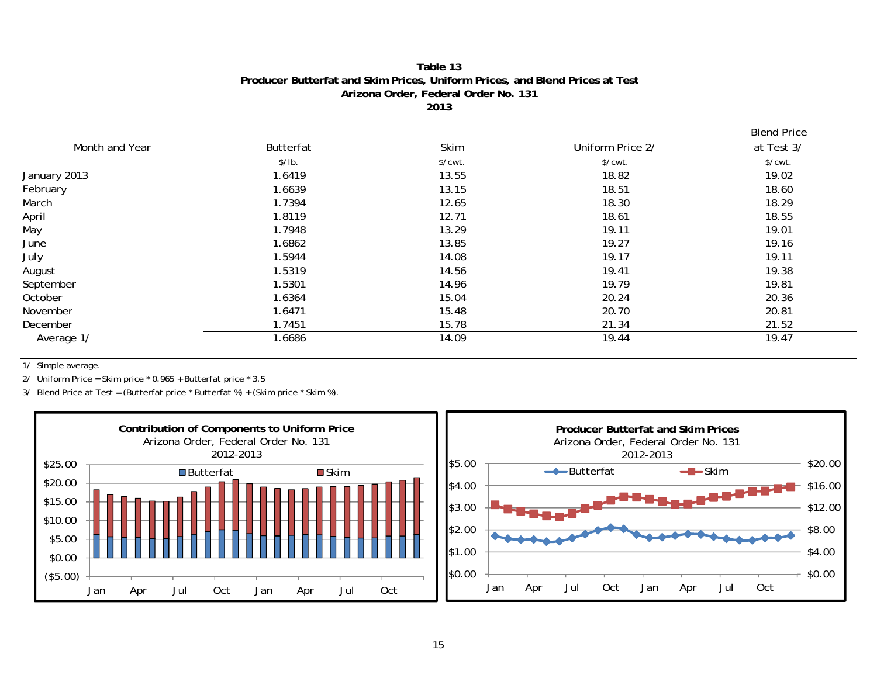**Table 13**
**Producer Butterfat and Skim Prices, Uniform Prices, and Blend Prices at Test**
**Arizona Order, Federal Order No. 131**
**2013**

| Month and Year | Butterfat | Skim | Uniform Price 2/ | Blend Price at Test 3/ |
|---|---|---|---|---|
| | $/lb. | $/cwt. | $/cwt. | $/cwt. |
| January 2013 | 1.6419 | 13.55 | 18.82 | 19.02 |
| February | 1.6639 | 13.15 | 18.51 | 18.60 |
| March | 1.7394 | 12.65 | 18.30 | 18.29 |
| April | 1.8119 | 12.71 | 18.61 | 18.55 |
| May | 1.7948 | 13.29 | 19.11 | 19.01 |
| June | 1.6862 | 13.85 | 19.27 | 19.16 |
| July | 1.5944 | 14.08 | 19.17 | 19.11 |
| August | 1.5319 | 14.56 | 19.41 | 19.38 |
| September | 1.5301 | 14.96 | 19.79 | 19.81 |
| October | 1.6364 | 15.04 | 20.24 | 20.36 |
| November | 1.6471 | 15.48 | 20.70 | 20.81 |
| December | 1.7451 | 15.78 | 21.34 | 21.52 |
| Average 1/ | 1.6686 | 14.09 | 19.44 | 19.47 |

1/ Simple average.

2/ Uniform Price = Skim price * 0.965 + Butterfat price * 3.5

3/ Blend Price at Test = (Butterfat price * Butterfat %) + (Skim price * Skim %).

**Contribution of Components to Uniform Price**
Arizona Order, Federal Order No. 131
2012-2013

**Producer Butterfat and Skim Prices**
Arizona Order, Federal Order No. 131
2012-2013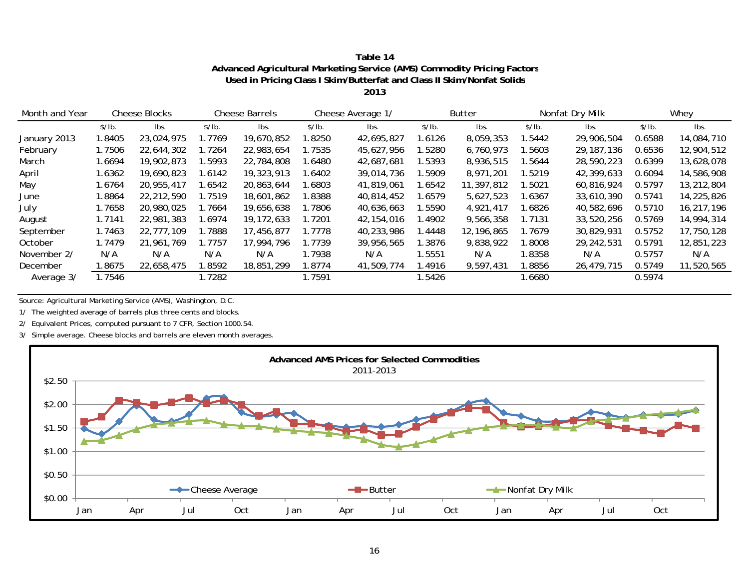**Table 14**
**Advanced Agricultural Marketing Service (AMS) Commodity Pricing Factors**
**Used in Pricing Class I Skim/Butterfat and Class II Skim/Nonfat Solids**
**2013**

| Month and Year | Cheese Blocks | | Cheese Barrels | | Cheese Average 1/ | | Butter | | Nonfat Dry Milk | | Whey | |
|---|---|---|---|---|---|---|---|---|---|---|---|---|
| | $/lb. | lbs. | $/lb. | lbs. | $/lb. | lbs. | $/lb. | lbs. | $/lb. | lbs. | $/lb. | lbs. |
| January 2013 | 1.8405 | 23,024,975 | 1.7769 | 19,670,852 | 1.8250 | 42,695,827 | 1.6126 | 8,059,353 | 1.5442 | 29,906,504 | 0.6588 | 14,084,710 |
| February | 1.7506 | 22,644,302 | 1.7264 | 22,983,654 | 1.7535 | 45,627,956 | 1.5280 | 6,760,973 | 1.5603 | 29,187,136 | 0.6536 | 12,904,512 |
| March | 1.6694 | 19,902,873 | 1.5993 | 22,784,808 | 1.6480 | 42,687,681 | 1.5393 | 8,936,515 | 1.5644 | 28,590,223 | 0.6399 | 13,628,078 |
| April | 1.6362 | 19,690,823 | 1.6142 | 19,323,913 | 1.6402 | 39,014,736 | 1.5909 | 8,971,201 | 1.5219 | 42,399,633 | 0.6094 | 14,586,908 |
| May | 1.6764 | 20,955,417 | 1.6542 | 20,863,644 | 1.6803 | 41,819,061 | 1.6542 | 11,397,812 | 1.5021 | 60,816,924 | 0.5797 | 13,212,804 |
| June | 1.8864 | 22,212,590 | 1.7519 | 18,601,862 | 1.8388 | 40,814,452 | 1.6579 | 5,627,523 | 1.6367 | 33,610,390 | 0.5741 | 14,225,826 |
| July | 1.7658 | 20,980,025 | 1.7664 | 19,656,638 | 1.7806 | 40,636,663 | 1.5590 | 4,921,417 | 1.6826 | 40,582,696 | 0.5710 | 16,217,196 |
| August | 1.7141 | 22,981,383 | 1.6974 | 19,172,633 | 1.7201 | 42,154,016 | 1.4902 | 9,566,358 | 1.7131 | 33,520,256 | 0.5769 | 14,994,314 |
| September | 1.7463 | 22,777,109 | 1.7888 | 17,456,877 | 1.7778 | 40,233,986 | 1.4448 | 12,196,865 | 1.7679 | 30,829,931 | 0.5752 | 17,750,128 |
| October | 1.7479 | 21,961,769 | 1.7757 | 17,994,796 | 1.7739 | 39,956,565 | 1.3876 | 9,838,922 | 1.8008 | 29,242,531 | 0.5791 | 12,851,223 |
| November 2/ | N/A | N/A | N/A | N/A | 1.7938 | N/A | 1.5551 | N/A | 1.8358 | N/A | 0.5757 | N/A |
| December | 1.8675 | 22,658,475 | 1.8592 | 18,851,299 | 1.8774 | 41,509,774 | 1.4916 | 9,597,431 | 1.8856 | 26,479,715 | 0.5749 | 11,520,565 |
| Average 3/ | 1.7546 | | 1.7282 | | 1.7591 | | 1.5426 | | 1.6680 | | 0.5974 | |

Source: Agricultural Marketing Service (AMS), Washington, D.C.

1/ The weighted average of barrels plus three cents and blocks.

2/ Equivalent Prices, computed pursuant to 7 CFR, Section 1000.54.

3/ Simple average. Cheese blocks and barrels are eleven month averages.

**Advanced AMS Prices for Selected Commodities**
2011-2013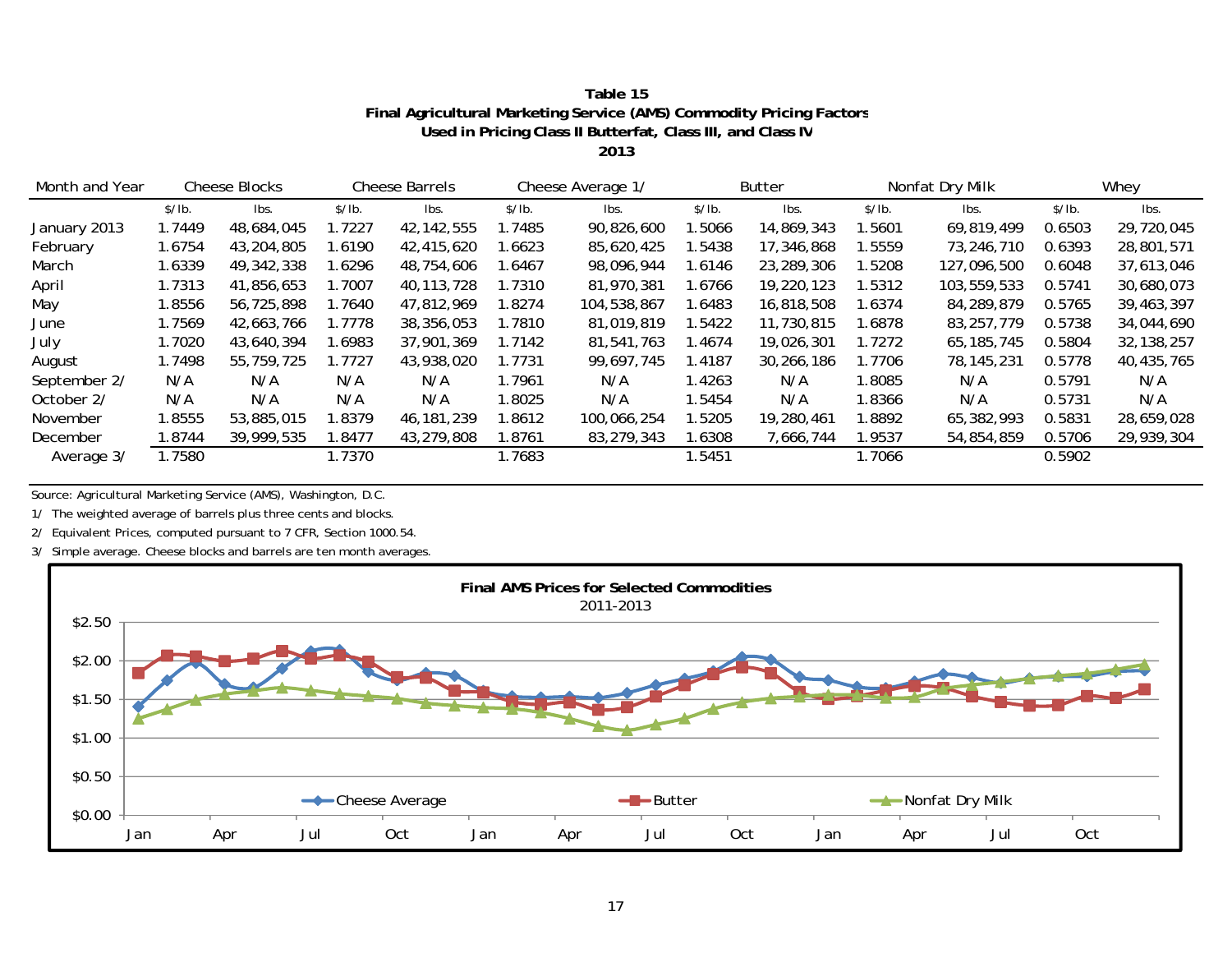# Table 15
## Final Agricultural Marketing Service (AMS) Commodity Pricing Factors Used in Pricing Class II Butterfat, Class III, and Class IV
### 2013

| Month and Year | Cheese Blocks | | Cheese Barrels | | Cheese Average 1/ | | Butter | | Nonfat Dry Milk | | Whey | |
|---|---|---|---|---|---|---|---|---|---|---|---|---|
| | $/lb. | lbs. | $/lb. | lbs. | $/lb. | lbs. | $/lb. | lbs. | $/lb. | lbs. | $/lb. | lbs. |
| January 2013 | 1.7449 | 48,684,045 | 1.7227 | 42,142,555 | 1.7485 | 90,826,600 | 1.5066 | 14,869,343 | 1.5601 | 69,819,499 | 0.6503 | 29,720,045 |
| February | 1.6754 | 43,204,805 | 1.6190 | 42,415,620 | 1.6623 | 85,620,425 | 1.5438 | 17,346,868 | 1.5559 | 73,246,710 | 0.6393 | 28,801,571 |
| March | 1.6339 | 49,342,338 | 1.6296 | 48,754,606 | 1.6467 | 98,096,944 | 1.6146 | 23,289,306 | 1.5208 | 127,096,500 | 0.6048 | 37,613,046 |
| April | 1.7313 | 41,856,653 | 1.7007 | 40,113,728 | 1.7310 | 81,970,381 | 1.6766 | 19,220,123 | 1.5312 | 103,559,533 | 0.5741 | 30,680,073 |
| May | 1.8556 | 56,725,898 | 1.7640 | 47,812,969 | 1.8274 | 104,538,867 | 1.6483 | 16,818,508 | 1.6374 | 84,289,879 | 0.5765 | 39,463,397 |
| June | 1.7569 | 42,663,766 | 1.7778 | 38,356,053 | 1.7810 | 81,019,819 | 1.5422 | 11,730,815 | 1.6878 | 83,257,779 | 0.5738 | 34,044,690 |
| July | 1.7020 | 43,640,394 | 1.6983 | 37,901,369 | 1.7142 | 81,541,763 | 1.4674 | 19,026,301 | 1.7272 | 65,185,745 | 0.5804 | 32,138,257 |
| August | 1.7498 | 55,759,725 | 1.7727 | 43,938,020 | 1.7731 | 99,697,745 | 1.4187 | 30,266,186 | 1.7706 | 78,145,231 | 0.5778 | 40,435,765 |
| September 2/ | N/A | N/A | N/A | N/A | 1.7961 | N/A | 1.4263 | N/A | 1.8085 | N/A | 0.5791 | N/A |
| October 2/ | N/A | N/A | N/A | N/A | 1.8025 | N/A | 1.5454 | N/A | 1.8366 | N/A | 0.5731 | N/A |
| November | 1.8555 | 53,885,015 | 1.8379 | 46,181,239 | 1.8612 | 100,066,254 | 1.5205 | 19,280,461 | 1.8892 | 65,382,993 | 0.5831 | 28,659,028 |
| December | 1.8744 | 39,999,535 | 1.8477 | 43,279,808 | 1.8761 | 83,279,343 | 1.6308 | 7,666,744 | 1.9537 | 54,854,859 | 0.5706 | 29,939,304 |
| Average 3/ | 1.7580 | | 1.7370 | | 1.7683 | | 1.5451 | | 1.7066 | | 0.5902 | |

Source: Agricultural Marketing Service (AMS), Washington, D.C.

1/ The weighted average of barrels plus three cents and blocks.

2/ Equivalent Prices, computed pursuant to 7 CFR, Section 1000.54.

3/ Simple average. Cheese blocks and barrels are ten month averages.

**Final AMS Prices for Selected Commodities**
2011-2013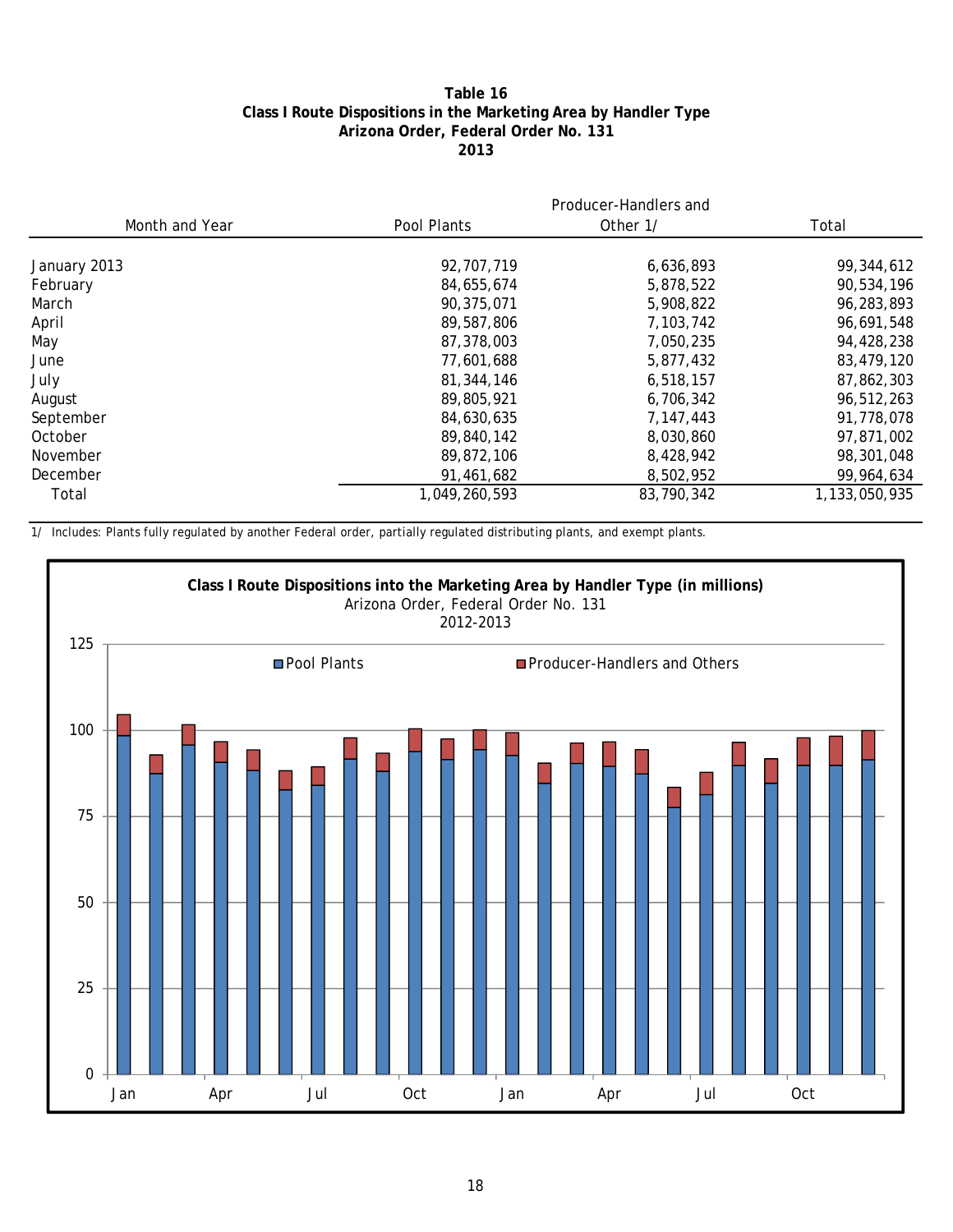# Table 16
## Class I Route Dispositions in the Marketing Area by Handler Type
## Arizona Order, Federal Order No. 131
## 2013

| Month and Year | Pool Plants | Producer-Handlers and Other 1/ | Total |
|---|---|---|---|
| January 2013 | 92,707,719 | 6,636,893 | 99,344,612 |
| February | 84,655,674 | 5,878,522 | 90,534,196 |
| March | 90,375,071 | 5,908,822 | 96,283,893 |
| April | 89,587,806 | 7,103,742 | 96,691,548 |
| May | 87,378,003 | 7,050,235 | 94,428,238 |
| June | 77,601,688 | 5,877,432 | 83,479,120 |
| July | 81,344,146 | 6,518,157 | 87,862,303 |
| August | 89,805,921 | 6,706,342 | 96,512,263 |
| September | 84,630,635 | 7,147,443 | 91,778,078 |
| October | 89,840,142 | 8,030,860 | 97,871,002 |
| November | 89,872,106 | 8,428,942 | 98,301,048 |
| December | 91,461,682 | 8,502,952 | 99,964,634 |
| Total | 1,049,260,593 | 83,790,342 | 1,133,050,935 |

1/ Includes: Plants fully regulated by another Federal order, partially regulated distributing plants, and exempt plants.

**Class I Route Dispositions into the Marketing Area by Handler Type (in millions)**
Arizona Order, Federal Order No. 131
2012-2013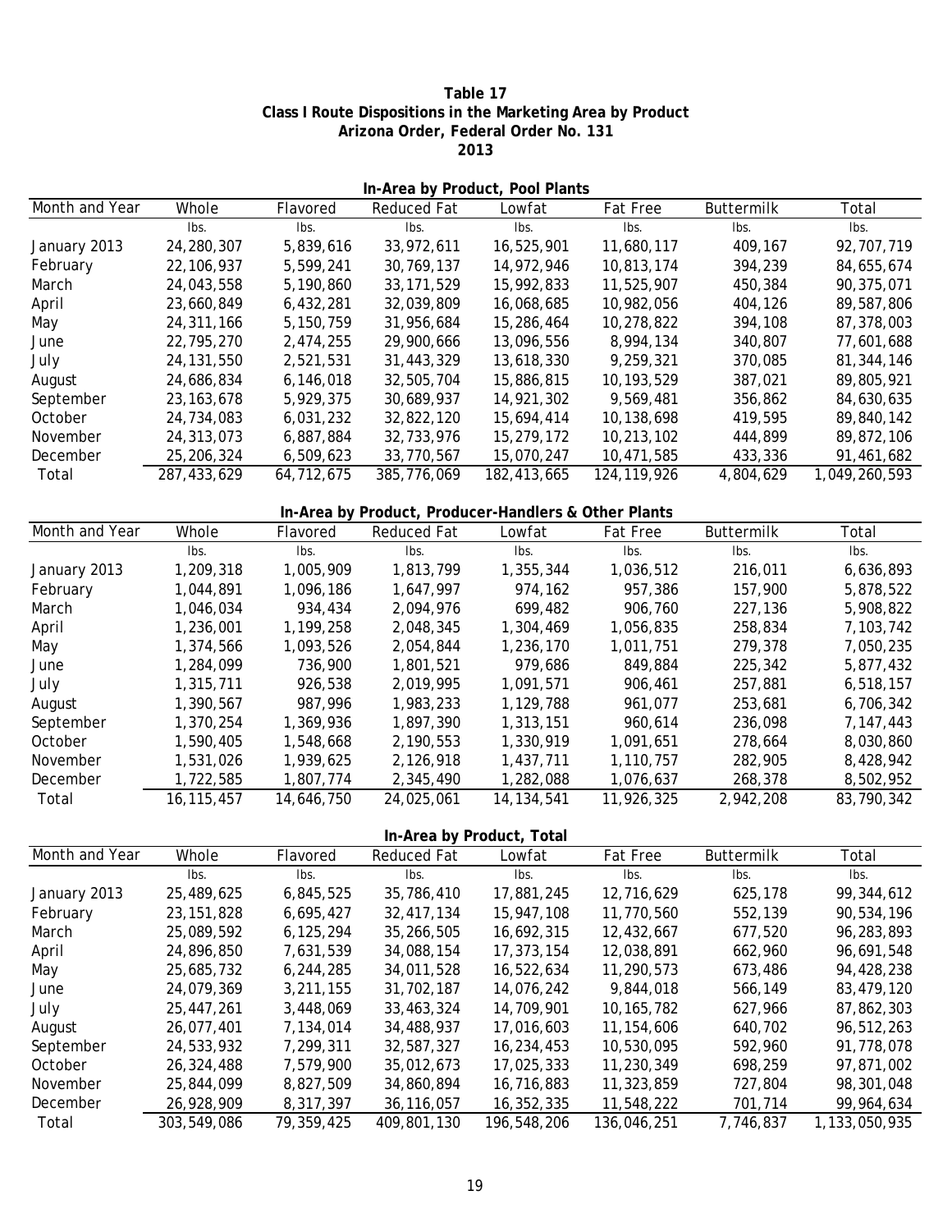**Table 17**
**Class I Route Dispositions in the Marketing Area by Product**
**Arizona Order, Federal Order No. 131**
**2013**

**In-Area by Product, Pool Plants**

| Month and Year | Whole | Flavored | Reduced Fat | Lowfat | Fat Free | Buttermilk | Total |
|---|---|---|---|---|---|---|---|
| | lbs. | lbs. | lbs. | lbs. | lbs. | lbs. | lbs. |
| January 2013 | 24,280,307 | 5,839,616 | 33,972,611 | 16,525,901 | 11,680,117 | 409,167 | 92,707,719 |
| February | 22,106,937 | 5,599,241 | 30,769,137 | 14,972,946 | 10,813,174 | 394,239 | 84,655,674 |
| March | 24,043,558 | 5,190,860 | 33,171,529 | 15,992,833 | 11,525,907 | 450,384 | 90,375,071 |
| April | 23,660,849 | 6,432,281 | 32,039,809 | 16,068,685 | 10,982,056 | 404,126 | 89,587,806 |
| May | 24,311,166 | 5,150,759 | 31,956,684 | 15,286,464 | 10,278,822 | 394,108 | 87,378,003 |
| June | 22,795,270 | 2,474,255 | 29,900,666 | 13,096,556 | 8,994,134 | 340,807 | 77,601,688 |
| July | 24,131,550 | 2,521,531 | 31,443,329 | 13,618,330 | 9,259,321 | 370,085 | 81,344,146 |
| August | 24,686,834 | 6,146,018 | 32,505,704 | 15,886,815 | 10,193,529 | 387,021 | 89,805,921 |
| September | 23,163,678 | 5,929,375 | 30,689,937 | 14,921,302 | 9,569,481 | 356,862 | 84,630,635 |
| October | 24,734,083 | 6,031,232 | 32,822,120 | 15,694,414 | 10,138,698 | 419,595 | 89,840,142 |
| November | 24,313,073 | 6,887,884 | 32,733,976 | 15,279,172 | 10,213,102 | 444,899 | 89,872,106 |
| December | 25,206,324 | 6,509,623 | 33,770,567 | 15,070,247 | 10,471,585 | 433,336 | 91,461,682 |
| Total | 287,433,629 | 64,712,675 | 385,776,069 | 182,413,665 | 124,119,926 | 4,804,629 | 1,049,260,593 |

**In-Area by Product, Producer-Handlers & Other Plants**

| Month and Year | Whole | Flavored | Reduced Fat | Lowfat | Fat Free | Buttermilk | Total |
|---|---|---|---|---|---|---|---|
| | lbs. | lbs. | lbs. | lbs. | lbs. | lbs. | lbs. |
| January 2013 | 1,209,318 | 1,005,909 | 1,813,799 | 1,355,344 | 1,036,512 | 216,011 | 6,636,893 |
| February | 1,044,891 | 1,096,186 | 1,647,997 | 974,162 | 957,386 | 157,900 | 5,878,522 |
| March | 1,046,034 | 934,434 | 2,094,976 | 699,482 | 906,760 | 227,136 | 5,908,822 |
| April | 1,236,001 | 1,199,258 | 2,048,345 | 1,304,469 | 1,056,835 | 258,834 | 7,103,742 |
| May | 1,374,566 | 1,093,526 | 2,054,844 | 1,236,170 | 1,011,751 | 279,378 | 7,050,235 |
| June | 1,284,099 | 736,900 | 1,801,521 | 979,686 | 849,884 | 225,342 | 5,877,432 |
| July | 1,315,711 | 926,538 | 2,019,995 | 1,091,571 | 906,461 | 257,881 | 6,518,157 |
| August | 1,390,567 | 987,996 | 1,983,233 | 1,129,788 | 961,077 | 253,681 | 6,706,342 |
| September | 1,370,254 | 1,369,936 | 1,897,390 | 1,313,151 | 960,614 | 236,098 | 7,147,443 |
| October | 1,590,405 | 1,548,668 | 2,190,553 | 1,330,919 | 1,091,651 | 278,664 | 8,030,860 |
| November | 1,531,026 | 1,939,625 | 2,126,918 | 1,437,711 | 1,110,757 | 282,905 | 8,428,942 |
| December | 1,722,585 | 1,807,774 | 2,345,490 | 1,282,088 | 1,076,637 | 268,378 | 8,502,952 |
| Total | 16,115,457 | 14,646,750 | 24,025,061 | 14,134,541 | 11,926,325 | 2,942,208 | 83,790,342 |

**In-Area by Product, Total**

| Month and Year | Whole | Flavored | Reduced Fat | Lowfat | Fat Free | Buttermilk | Total |
|---|---|---|---|---|---|---|---|
| | lbs. | lbs. | lbs. | lbs. | lbs. | lbs. | lbs. |
| January 2013 | 25,489,625 | 6,845,525 | 35,786,410 | 17,881,245 | 12,716,629 | 625,178 | 99,344,612 |
| February | 23,151,828 | 6,695,427 | 32,417,134 | 15,947,108 | 11,770,560 | 552,139 | 90,534,196 |
| March | 25,089,592 | 6,125,294 | 35,266,505 | 16,692,315 | 12,432,667 | 677,520 | 96,283,893 |
| April | 24,896,850 | 7,631,539 | 34,088,154 | 17,373,154 | 12,038,891 | 662,960 | 96,691,548 |
| May | 25,685,732 | 6,244,285 | 34,011,528 | 16,522,634 | 11,290,573 | 673,486 | 94,428,238 |
| June | 24,079,369 | 3,211,155 | 31,702,187 | 14,076,242 | 9,844,018 | 566,149 | 83,479,120 |
| July | 25,447,261 | 3,448,069 | 33,463,324 | 14,709,901 | 10,165,782 | 627,966 | 87,862,303 |
| August | 26,077,401 | 7,134,014 | 34,488,937 | 17,016,603 | 11,154,606 | 640,702 | 96,512,263 |
| September | 24,533,932 | 7,299,311 | 32,587,327 | 16,234,453 | 10,530,095 | 592,960 | 91,778,078 |
| October | 26,324,488 | 7,579,900 | 35,012,673 | 17,025,333 | 11,230,349 | 698,259 | 97,871,002 |
| November | 25,844,099 | 8,827,509 | 34,860,894 | 16,716,883 | 11,323,859 | 727,804 | 98,301,048 |
| December | 26,928,909 | 8,317,397 | 36,116,057 | 16,352,335 | 11,548,222 | 701,714 | 99,964,634 |
| Total | 303,549,086 | 79,359,425 | 409,801,130 | 196,548,206 | 136,046,251 | 7,746,837 | 1,133,050,935 |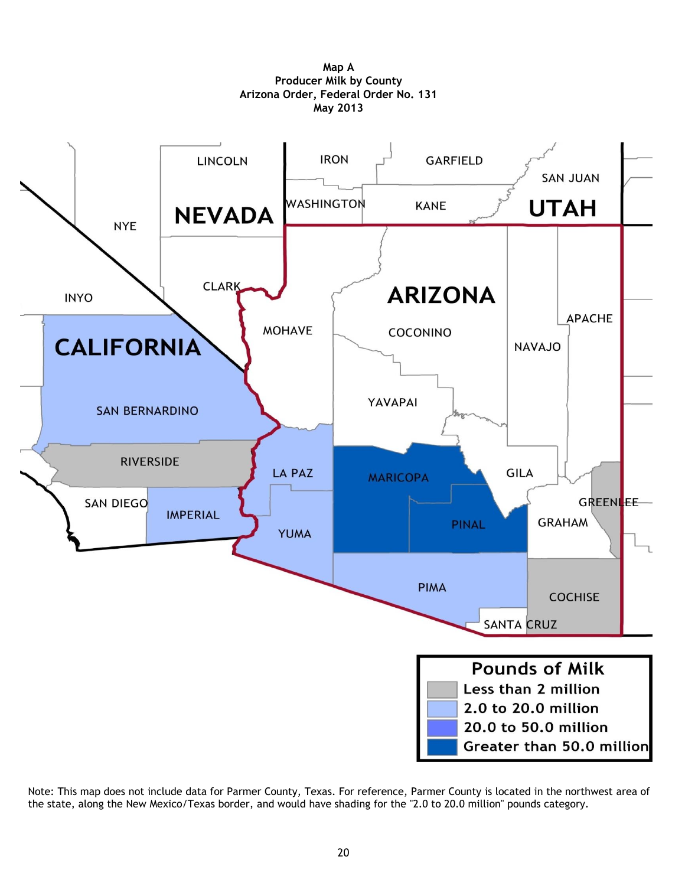# Map A
## Producer Milk by County
## Arizona Order, Federal Order No. 131
## May 2013

**Pounds of Milk**

- Less than 2 million
- 2.0 to 20.0 million
- 20.0 to 50.0 million
- Greater than 50.0 million

Note: This map does not include data for Parmer County, Texas. For reference, Parmer County is located in the northwest area of the state, along the New Mexico/Texas border, and would have shading for the "2.0 to 20.0 million" pounds category.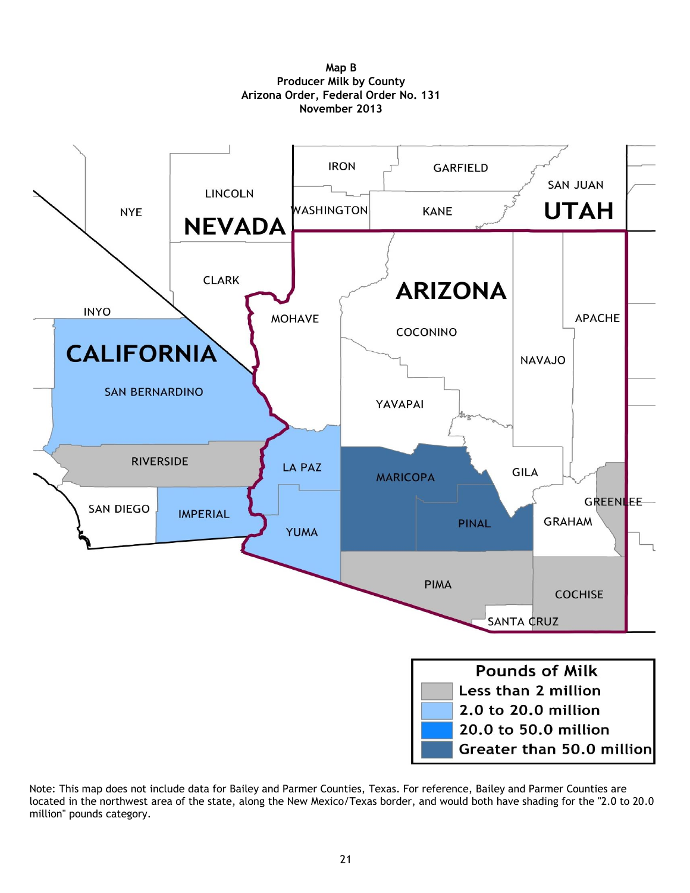Map B
Producer Milk by County
Arizona Order, Federal Order No. 131
November 2013

NYE
LINCOLN
NEVADA
IRON
GARFIELD
SAN JUAN
WASHINGTON
KANE
UTAH
CLARK
ARIZONA
INYO
MOHAVE
COCONINO
APACHE
CALIFORNIA
NAVAJO
SAN BERNARDINO
YAVAPAI
RIVERSIDE
LA PAZ
MARICOPA
GILA
GREENLEE
SAN DIEGO
IMPERIAL
PINAL
GRAHAM
YUMA
PIMA
COCHISE
SANTA CRUZ

Pounds of Milk
Less than 2 million
2.0 to 20.0 million
20.0 to 50.0 million
Greater than 50.0 million

Note: This map does not include data for Bailey and Parmer Counties, Texas. For reference, Bailey and Parmer Counties are located in the northwest area of the state, along the New Mexico/Texas border, and would both have shading for the "2.0 to 20.0 million" pounds category.